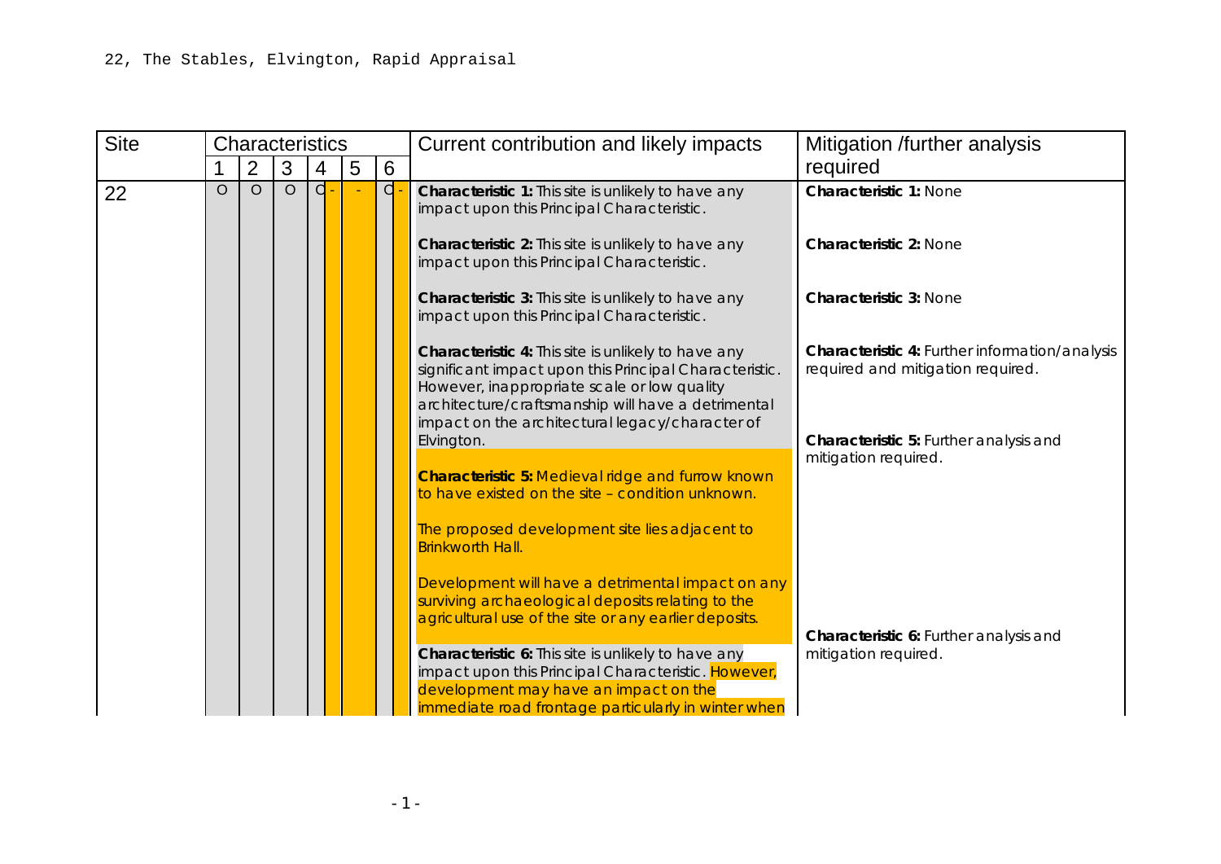22, The Stables, Elvington, Rapid Appraisal

| Site | Characteristics | | | | | | Current contribution and likely impacts | Mitigation /further analysis required |
|---|---|---|---|---|---|---|---|---|
| | 1 | 2 | 3 | 4 | 5 | 6 | | |
| 22 | O | O | O | O - | - | O - | **Characteristic 1:** This site is unlikely to have any impact upon this Principal Characteristic.<br><br>**Characteristic 2:** This site is unlikely to have any impact upon this Principal Characteristic.<br><br>**Characteristic 3:** This site is unlikely to have any impact upon this Principal Characteristic.<br><br>**Characteristic 4:** This site is unlikely to have any significant impact upon this Principal Characteristic. However, inappropriate scale or low quality architecture/craftsmanship will have a detrimental impact on the architectural legacy/character of Elvington.<br><br>**Characteristic 5:** Medieval ridge and furrow known to have existed on the site – condition unknown.<br><br>The proposed development site lies adjacent to Brinkworth Hall.<br><br>Development will have a detrimental impact on any surviving archaeological deposits relating to the agricultural use of the site or any earlier deposits.<br><br>**Characteristic 6:** This site is unlikely to have any impact upon this Principal Characteristic. However, development may have an impact on the immediate road frontage particularly in winter when | **Characteristic 1:** None<br><br>**Characteristic 2:** None<br><br>**Characteristic 3:** None<br><br>**Characteristic 4:** Further information/analysis required and mitigation required.<br><br>**Characteristic 5:** Further analysis and mitigation required.<br><br>**Characteristic 6:** Further analysis and mitigation required. |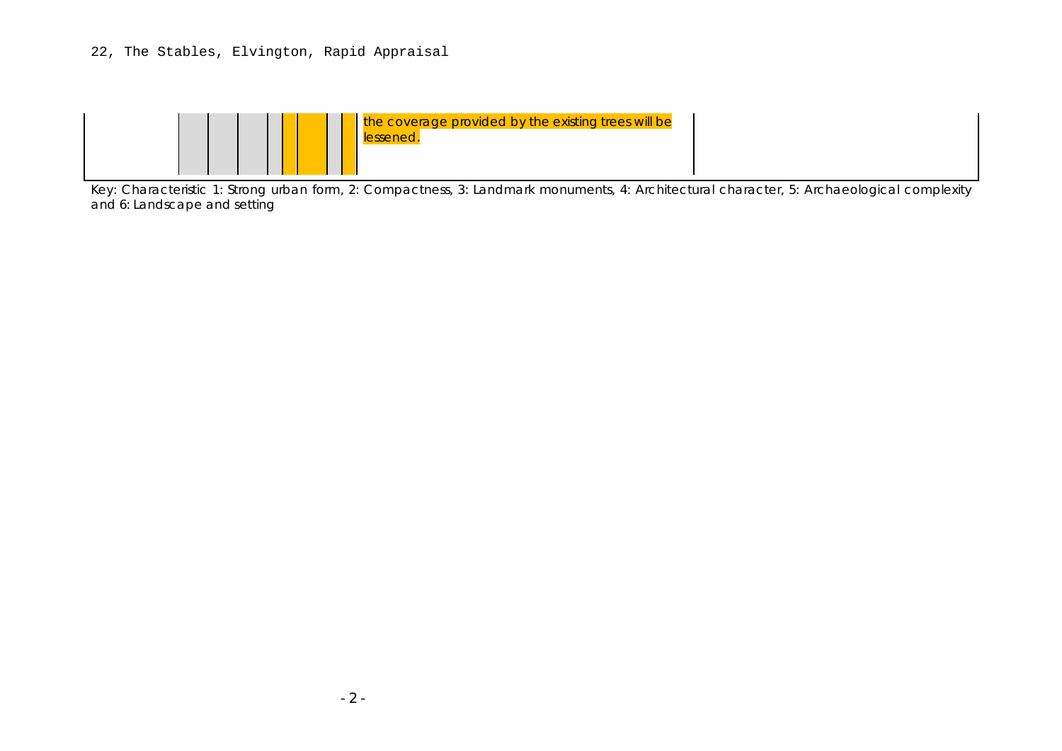| | 1 | 2 | 3 | 4 | 5 | 6 | | |
|---|---|---|---|---|---|---|---|---|
| | | | | | | | the coverage provided by the existing trees will be lessened. | |

Key: Characteristic 1: Strong urban form, 2: Compactness, 3: Landmark monuments, 4: Architectural character, 5: Archaeological complexity and 6: Landscape and setting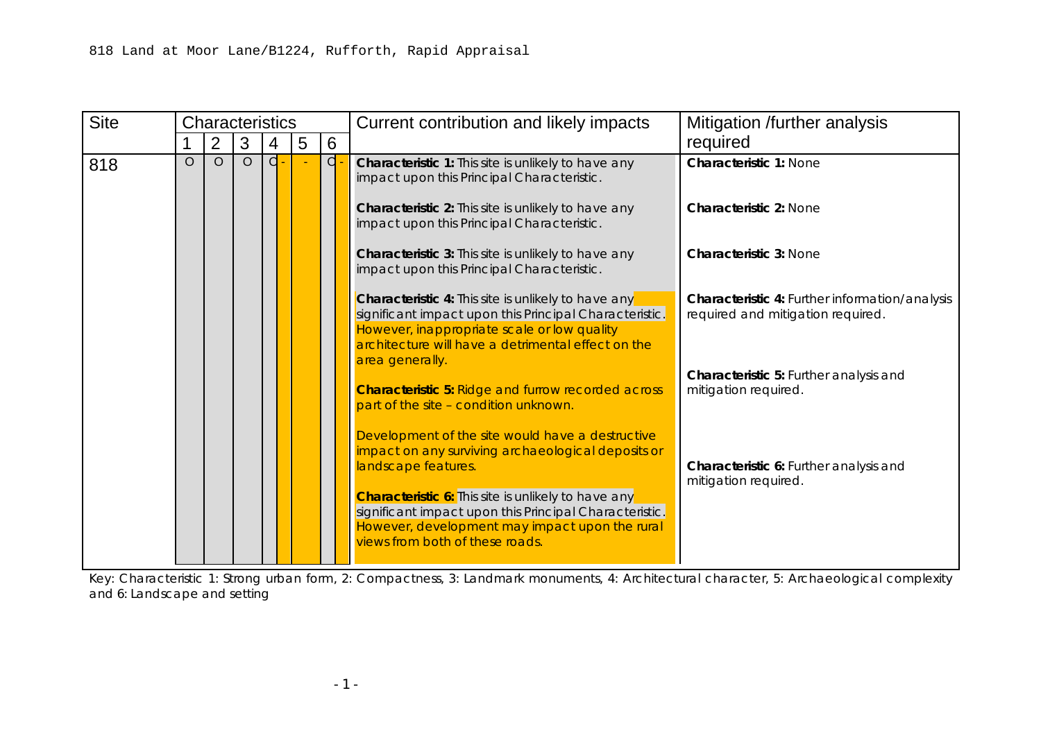818 Land at Moor Lane/B1224, Rufforth, Rapid Appraisal

| Site | Characteristics | | | | | | Current contribution and likely impacts | Mitigation /further analysis required |
|---|---|---|---|---|---|---|---|---|
| | 1 | 2 | 3 | 4 | 5 | 6 | | |
| 818 | O | O | O | O - | - | O - | **Characteristic 1:** This site is unlikely to have any impact upon this Principal Characteristic.<br><br>**Characteristic 2:** This site is unlikely to have any impact upon this Principal Characteristic.<br><br>**Characteristic 3:** This site is unlikely to have any impact upon this Principal Characteristic.<br><br>**Characteristic 4:** This site is unlikely to have any significant impact upon this Principal Characteristic. However, inappropriate scale or low quality architecture will have a detrimental effect on the area generally.<br><br>**Characteristic 5:** Ridge and furrow recorded across part of the site – condition unknown.<br><br>Development of the site would have a destructive impact on any surviving archaeological deposits or landscape features.<br><br>**Characteristic 6:** This site is unlikely to have any significant impact upon this Principal Characteristic. However, development may impact upon the rural views from both of these roads. | **Characteristic 1:** None<br><br>**Characteristic 2:** None<br><br>**Characteristic 3:** None<br><br>**Characteristic 4:** Further information/analysis required and mitigation required.<br><br>**Characteristic 5:** Further analysis and mitigation required.<br><br>**Characteristic 6:** Further analysis and mitigation required. |

Key: Characteristic 1: Strong urban form, 2: Compactness, 3: Landmark monuments, 4: Architectural character, 5: Archaeological complexity and 6: Landscape and setting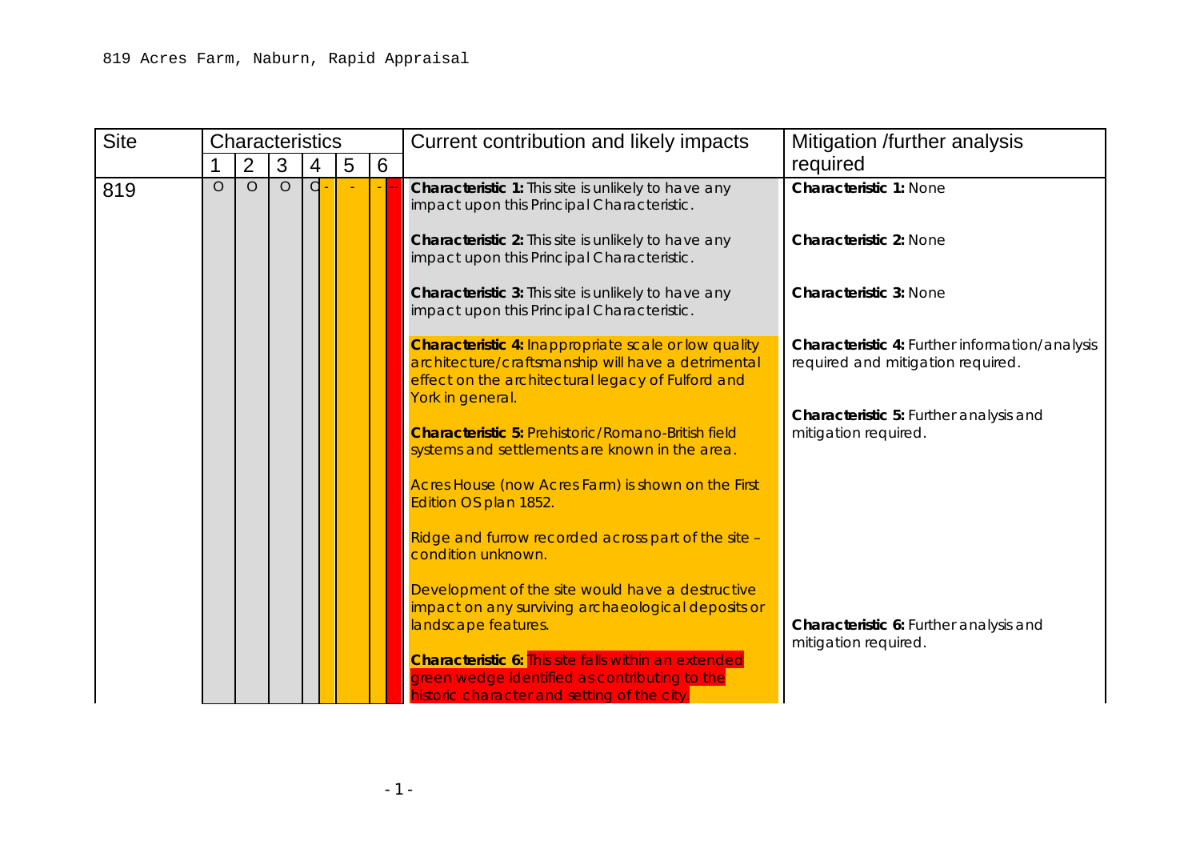819 Acres Farm, Naburn, Rapid Appraisal

| Site | Characteristics | | | | | | Current contribution and likely impacts | Mitigation /further analysis required |
|---|---|---|---|---|---|---|---|---|
| | 1 | 2 | 3 | 4 | 5 | 6 | | |
| 819 | O | O | O | O - | - | - -- | **Characteristic 1:** This site is unlikely to have any impact upon this Principal Characteristic.<br><br>**Characteristic 2:** This site is unlikely to have any impact upon this Principal Characteristic.<br><br>**Characteristic 3:** This site is unlikely to have any impact upon this Principal Characteristic.<br><br>**Characteristic 4:** Inappropriate scale or low quality architecture/craftsmanship will have a detrimental effect on the architectural legacy of Fulford and York in general.<br><br>**Characteristic 5:** Prehistoric/Romano-British field systems and settlements are known in the area.<br><br>Acres House (now Acres Farm) is shown on the First Edition OS plan 1852.<br><br>Ridge and furrow recorded across part of the site – condition unknown.<br><br>Development of the site would have a destructive impact on any surviving archaeological deposits or landscape features.<br><br>**Characteristic 6:** This site falls within an extended green wedge identified as contributing to the historic character and setting of the city. | **Characteristic 1:** None<br><br>**Characteristic 2:** None<br><br>**Characteristic 3:** None<br><br>**Characteristic 4:** Further information/analysis required and mitigation required.<br><br>**Characteristic 5:** Further analysis and mitigation required.<br><br>**Characteristic 6:** Further analysis and mitigation required. |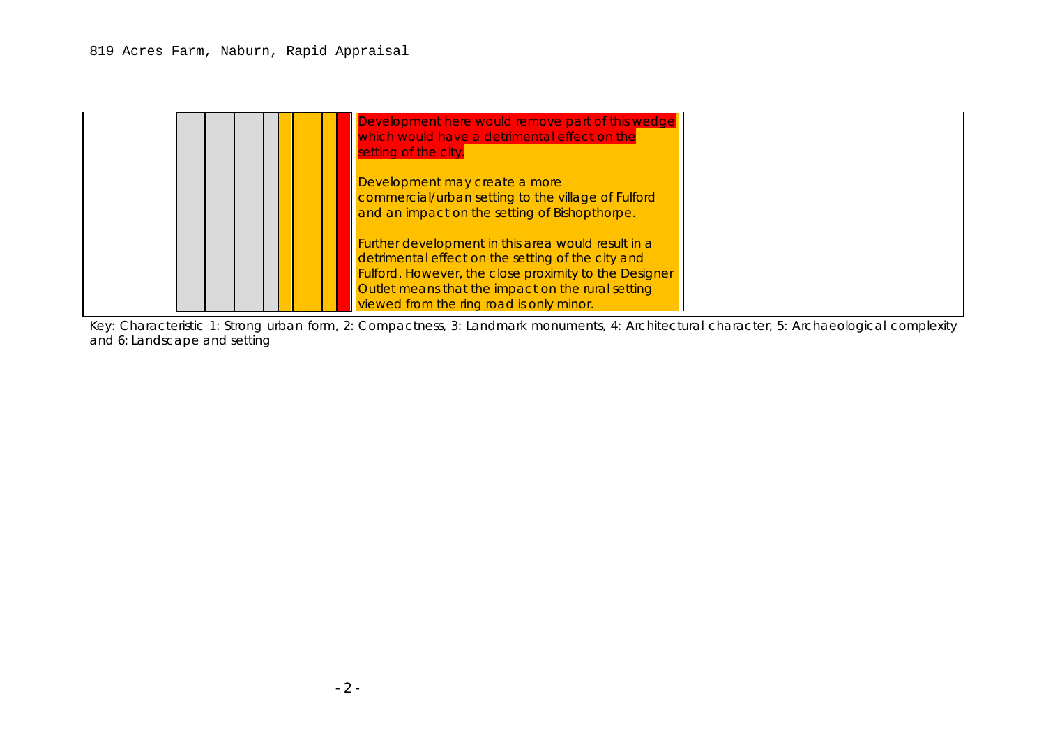819 Acres Farm, Naburn, Rapid Appraisal

| | 1 | 2 | 3 | 4 | 5 | 6 | |
|---|---|---|---|---|---|---|---|
| | | | | | | | Development here would remove part of this wedge which would have a detrimental effect on the setting of the city.<br><br>Development may create a more commercial/urban setting to the village of Fulford and an impact on the setting of Bishopthorpe.<br><br>Further development in this area would result in a detrimental effect on the setting of the city and Fulford. However, the close proximity to the Designer Outlet means that the impact on the rural setting viewed from the ring road is only minor. |

Key: Characteristic 1: Strong urban form, 2: Compactness, 3: Landmark monuments, 4: Architectural character, 5: Archaeological complexity and 6: Landscape and setting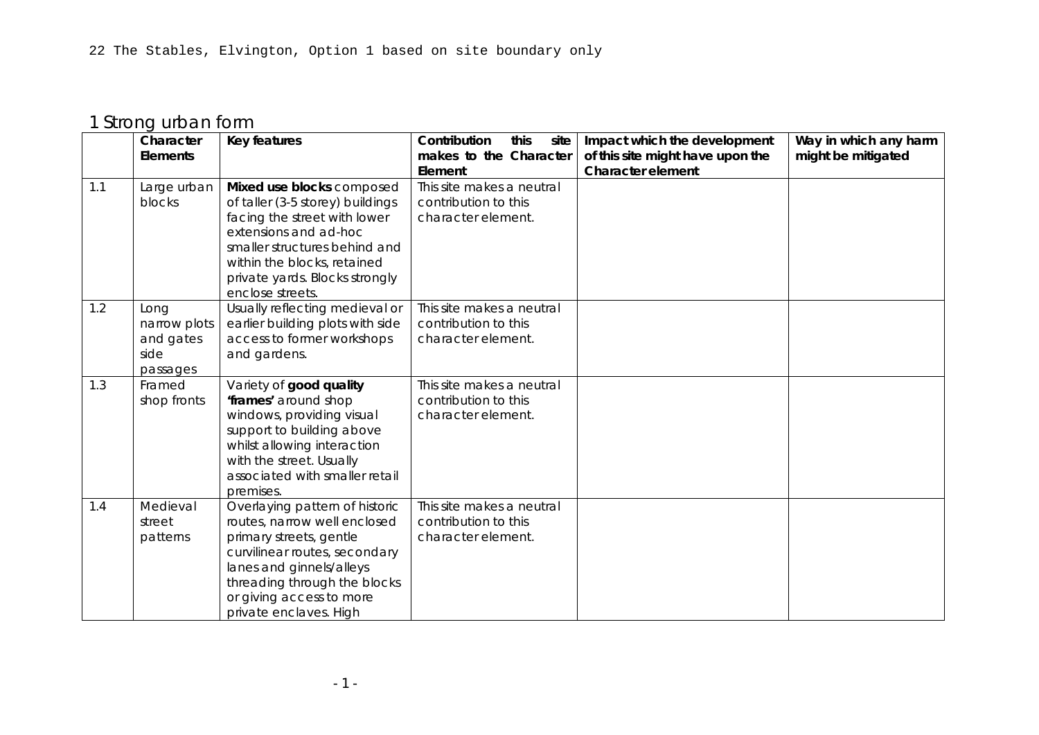22 The Stables, Elvington, Option 1 based on site boundary only

## 1 Strong urban form

| | Character Elements | Key features | Contribution this site makes to the Character Element | Impact which the development of this site might have upon the Character element | Way in which any harm might be mitigated |
|---|---|---|---|---|---|
| 1.1 | Large urban blocks | **Mixed use blocks** composed of taller (3-5 storey) buildings facing the street with lower extensions and ad-hoc smaller structures behind and within the blocks, retained private yards. Blocks strongly enclose streets. | This site makes a neutral contribution to this character element. | | |
| 1.2 | Long narrow plots and gates side passages | Usually reflecting medieval or earlier building plots with side access to former workshops and gardens. | This site makes a neutral contribution to this character element. | | |
| 1.3 | Framed shop fronts | Variety of **good quality 'frames'** around shop windows, providing visual support to building above whilst allowing interaction with the street. Usually associated with smaller retail premises. | This site makes a neutral contribution to this character element. | | |
| 1.4 | Medieval street patterns | Overlaying pattern of historic routes, narrow well enclosed primary streets, gentle curvilinear routes, secondary lanes and ginnels/alleys threading through the blocks or giving access to more private enclaves. High | This site makes a neutral contribution to this character element. | | |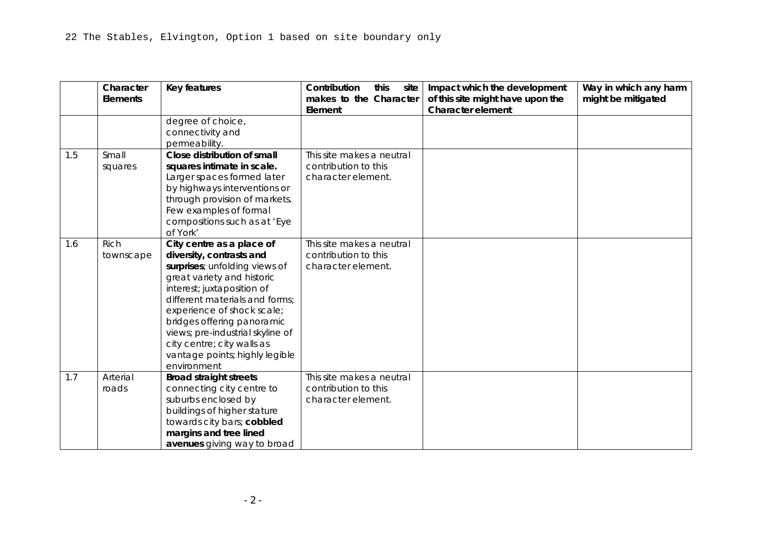22 The Stables, Elvington, Option 1 based on site boundary only

| | Character Elements | Key features | Contribution this site makes to the Character Element | Impact which the development of this site might have upon the Character element | Way in which any harm might be mitigated |
|---|---|---|---|---|---|
| | | degree of choice, connectivity and permeability. | | | |
| 1.5 | Small squares | **Close distribution of small squares intimate in scale.** Larger spaces formed later by highways interventions or through provision of markets. Few examples of formal compositions such as at 'Eye of York' | This site makes a neutral contribution to this character element. | | |
| 1.6 | Rich townscape | **City centre as a place of diversity, contrasts and surprises**; unfolding views of great variety and historic interest; juxtaposition of different materials and forms; experience of shock scale; bridges offering panoramic views; pre-industrial skyline of city centre; city walls as vantage points; highly legible environment | This site makes a neutral contribution to this character element. | | |
| 1.7 | Arterial roads | **Broad straight streets** connecting city centre to suburbs enclosed by buildings of higher stature towards city bars; **cobbled margins and tree lined avenues** giving way to broad | This site makes a neutral contribution to this character element. | | |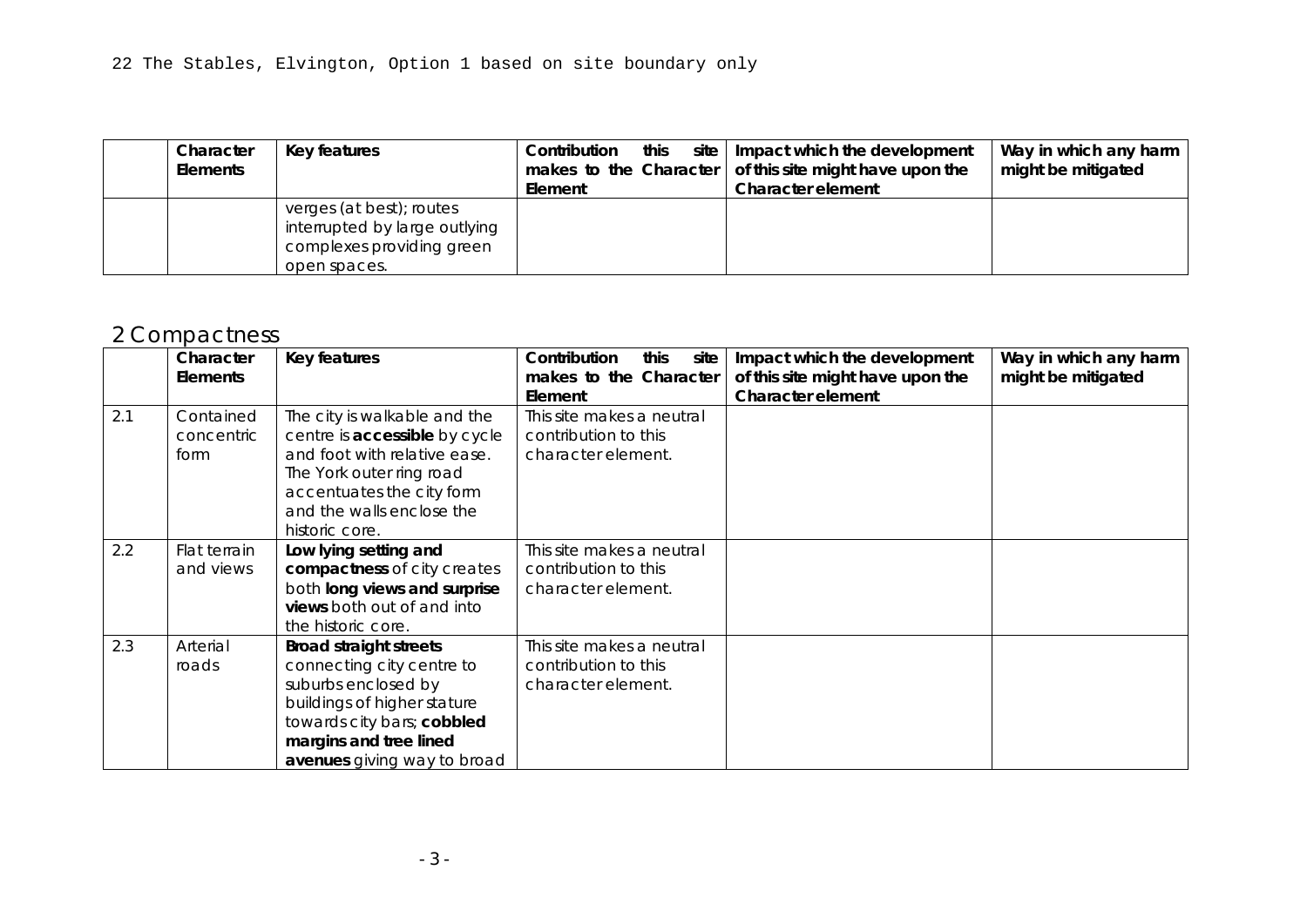22 The Stables, Elvington, Option 1 based on site boundary only

| | Character Elements | Key features | Contribution this site makes to the Character Element | Impact which the development of this site might have upon the Character element | Way in which any harm might be mitigated |
|---|---|---|---|---|---|
| | | verges (at best); routes interrupted by large outlying complexes providing green open spaces. | | | |

## 2 Compactness

| | Character Elements | Key features | Contribution this site makes to the Character Element | Impact which the development of this site might have upon the Character element | Way in which any harm might be mitigated |
|---|---|---|---|---|---|
| 2.1 | Contained concentric form | The city is walkable and the centre is **accessible** by cycle and foot with relative ease. The York outer ring road accentuates the city form and the walls enclose the historic core. | This site makes a neutral contribution to this character element. | | |
| 2.2 | Flat terrain and views | **Low lying setting and compactness** of city creates both **long views and surprise views** both out of and into the historic core. | This site makes a neutral contribution to this character element. | | |
| 2.3 | Arterial roads | **Broad straight streets** connecting city centre to suburbs enclosed by buildings of higher stature towards city bars; **cobbled margins and tree lined avenues** giving way to broad | This site makes a neutral contribution to this character element. | | |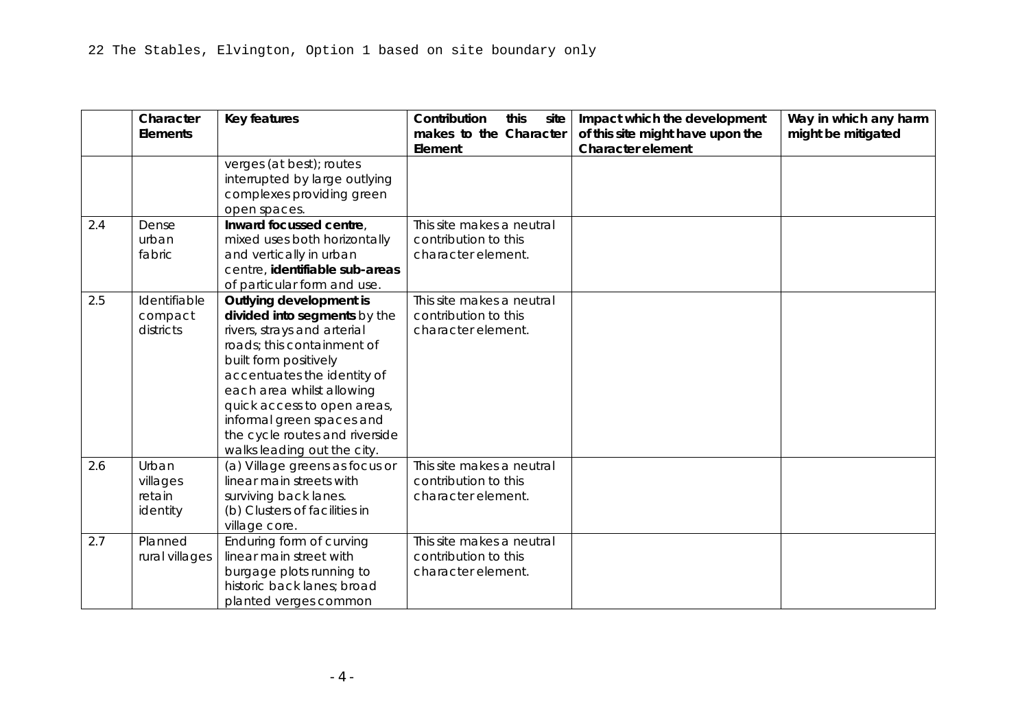22 The Stables, Elvington, Option 1 based on site boundary only

| | Character Elements | Key features | Contribution this site makes to the Character Element | Impact which the development of this site might have upon the Character element | Way in which any harm might be mitigated |
|---|---|---|---|---|---|
| | | verges (at best); routes interrupted by large outlying complexes providing green open spaces. | | | |
| 2.4 | Dense urban fabric | **Inward focussed centre**, mixed uses both horizontally and vertically in urban centre, **identifiable sub-areas** of particular form and use. | This site makes a neutral contribution to this character element. | | |
| 2.5 | Identifiable compact districts | **Outlying development is divided into segments** by the rivers, strays and arterial roads; this containment of built form positively accentuates the identity of each area whilst allowing quick access to open areas, informal green spaces and the cycle routes and riverside walks leading out the city. | This site makes a neutral contribution to this character element. | | |
| 2.6 | Urban villages retain identity | (a) Village greens as focus or linear main streets with surviving back lanes.<br>(b) Clusters of facilities in village core. | This site makes a neutral contribution to this character element. | | |
| 2.7 | Planned rural villages | Enduring form of curving linear main street with burgage plots running to historic back lanes; broad planted verges common | This site makes a neutral contribution to this character element. | | |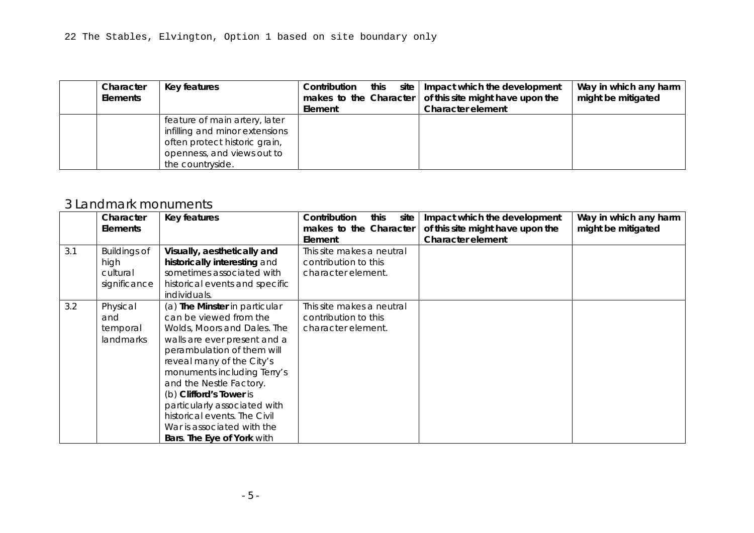22 The Stables, Elvington, Option 1 based on site boundary only

| | Character Elements | Key features | Contribution this site makes to the Character Element | Impact which the development of this site might have upon the Character element | Way in which any harm might be mitigated |
|---|---|---|---|---|---|
| | | feature of main artery, later infilling and minor extensions often protect historic grain, openness, and views out to the countryside. | | | |

## 3 Landmark monuments

| | Character Elements | Key features | Contribution this site makes to the Character Element | Impact which the development of this site might have upon the Character element | Way in which any harm might be mitigated |
|---|---|---|---|---|---|
| 3.1 | Buildings of high cultural significance | **Visually, aesthetically and historically interesting** and sometimes associated with historical events and specific individuals. | This site makes a neutral contribution to this character element. | | |
| 3.2 | Physical and temporal landmarks | (a) **The Minster** in particular can be viewed from the Wolds, Moors and Dales. The walls are ever present and a perambulation of them will reveal many of the City's monuments including Terry's and the Nestle Factory. (b) **Clifford's Tower** is particularly associated with historical events. The Civil War is associated with the **Bars**. **The Eye of York** with | This site makes a neutral contribution to this character element. | | |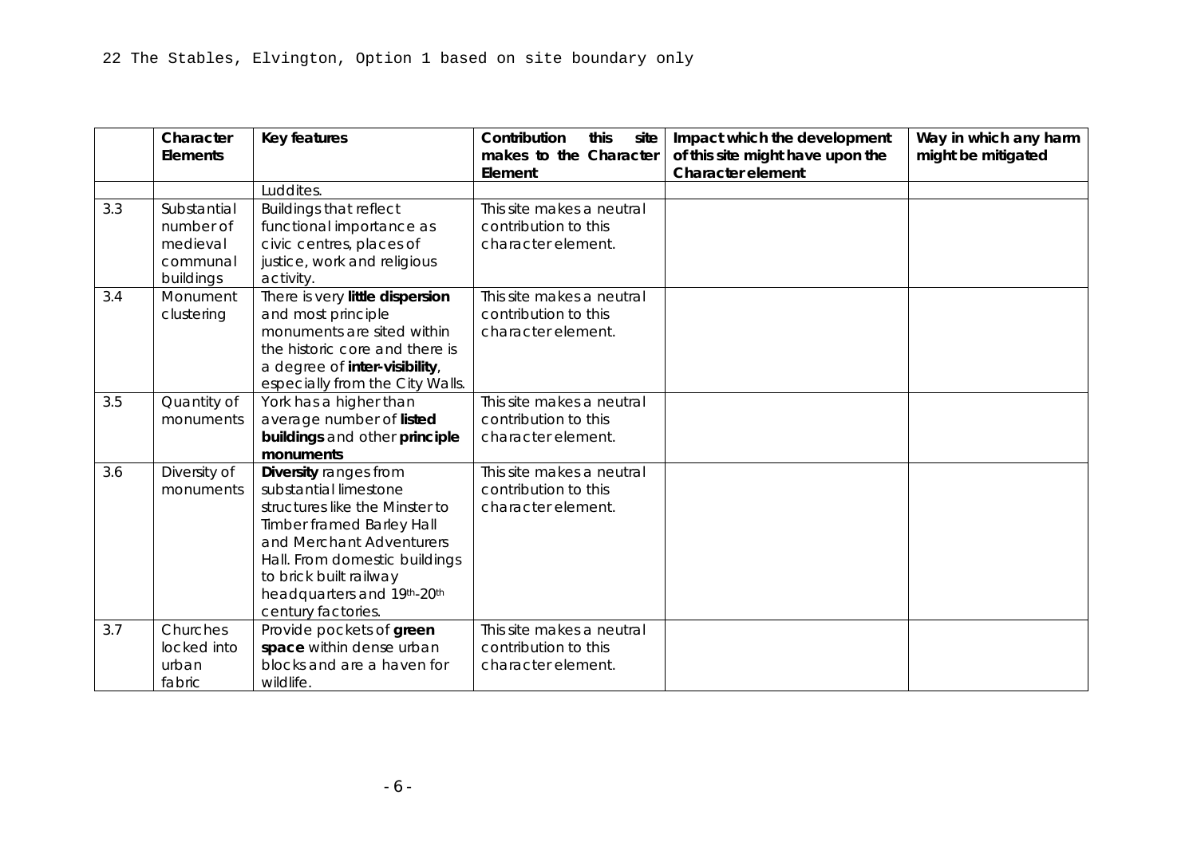22 The Stables, Elvington, Option 1 based on site boundary only

| | Character Elements | Key features | Contribution this site makes to the Character Element | Impact which the development of this site might have upon the Character element | Way in which any harm might be mitigated |
|---|---|---|---|---|---|
| | | Luddites. | | | |
| 3.3 | Substantial number of medieval communal buildings | Buildings that reflect functional importance as civic centres, places of justice, work and religious activity. | This site makes a neutral contribution to this character element. | | |
| 3.4 | Monument clustering | There is very **little dispersion** and most principle monuments are sited within the historic core and there is a degree of **inter-visibility**, especially from the City Walls. | This site makes a neutral contribution to this character element. | | |
| 3.5 | Quantity of monuments | York has a higher than average number of **listed buildings** and other **principle monuments** | This site makes a neutral contribution to this character element. | | |
| 3.6 | Diversity of monuments | **Diversity** ranges from substantial limestone structures like the Minster to Timber framed Barley Hall and Merchant Adventurers Hall. From domestic buildings to brick built railway headquarters and 19th-20th century factories. | This site makes a neutral contribution to this character element. | | |
| 3.7 | Churches locked into urban fabric | Provide pockets of **green space** within dense urban blocks and are a haven for wildlife. | This site makes a neutral contribution to this character element. | | |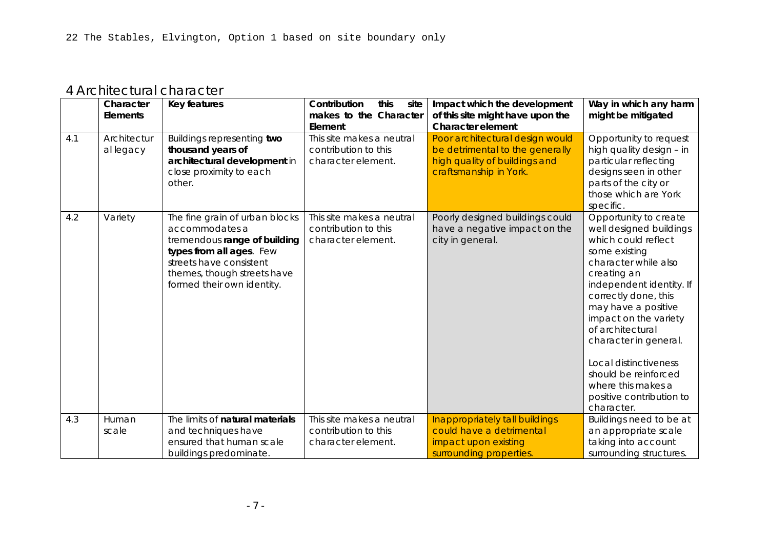22 The Stables, Elvington, Option 1 based on site boundary only

## 4 Architectural character

| | Character Elements | Key features | Contribution this site makes to the Character Element | Impact which the development of this site might have upon the Character element | Way in which any harm might be mitigated |
|---|---|---|---|---|---|
| 4.1 | Architectural legacy | Buildings representing **two thousand years of architectural development** in close proximity to each other. | This site makes a neutral contribution to this character element. | Poor architectural design would be detrimental to the generally high quality of buildings and craftsmanship in York. | Opportunity to request high quality design – in particular reflecting designs seen in other parts of the city or those which are York specific. |
| 4.2 | Variety | The fine grain of urban blocks accommodates a tremendous **range of building types from all ages**. Few streets have consistent themes, though streets have formed their own identity. | This site makes a neutral contribution to this character element. | Poorly designed buildings could have a negative impact on the city in general. | Opportunity to create well designed buildings which could reflect some existing character while also creating an independent identity. If correctly done, this may have a positive impact on the variety of architectural character in general.<br><br>Local distinctiveness should be reinforced where this makes a positive contribution to character. |
| 4.3 | Human scale | The limits of **natural materials** and techniques have ensured that human scale buildings predominate. | This site makes a neutral contribution to this character element. | Inappropriately tall buildings could have a detrimental impact upon existing surrounding properties. | Buildings need to be at an appropriate scale taking into account surrounding structures. |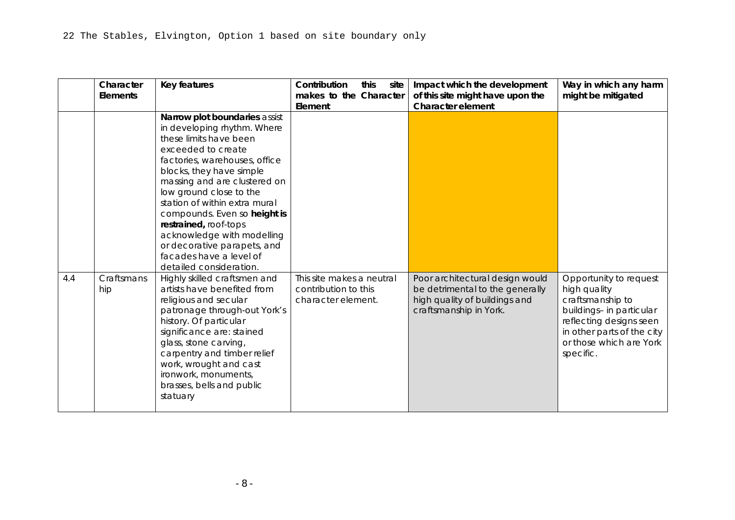22 The Stables, Elvington, Option 1 based on site boundary only

| | Character Elements | Key features | Contribution this site makes to the Character Element | Impact which the development of this site might have upon the Character element | Way in which any harm might be mitigated |
|---|---|---|---|---|---|
| | | **Narrow plot boundaries** assist in developing rhythm. Where these limits have been exceeded to create factories, warehouses, office blocks, they have simple massing and are clustered on low ground close to the station of within extra mural compounds. Even so **height is restrained,** roof-tops acknowledge with modelling or decorative parapets, and facades have a level of detailed consideration. | | | |
| 4.4 | Craftsmanship | Highly skilled craftsmen and artists have benefited from religious and secular patronage through-out York's history. Of particular significance are: stained glass, stone carving, carpentry and timber relief work, wrought and cast ironwork, monuments, brasses, bells and public statuary | This site makes a neutral contribution to this character element. | Poor architectural design would be detrimental to the generally high quality of buildings and craftsmanship in York. | Opportunity to request high quality craftsmanship to buildings– in particular reflecting designs seen in other parts of the city or those which are York specific. |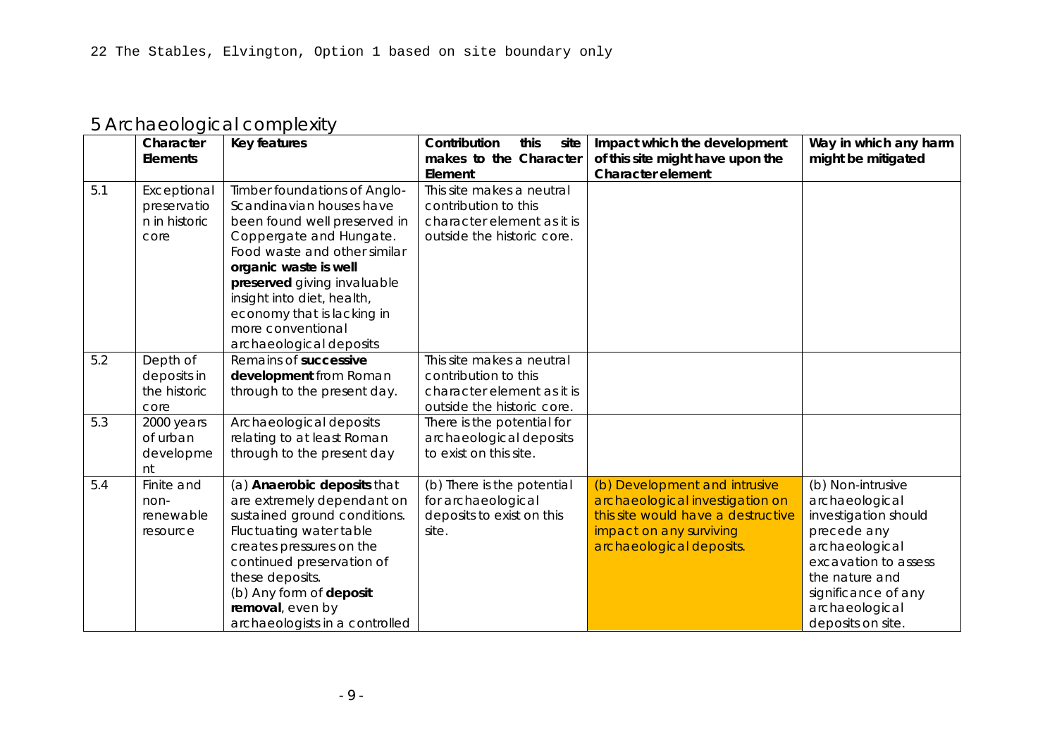22 The Stables, Elvington, Option 1 based on site boundary only

## 5 Archaeological complexity

| | Character Elements | Key features | Contribution this site makes to the Character Element | Impact which the development of this site might have upon the Character element | Way in which any harm might be mitigated |
|---|---|---|---|---|---|
| 5.1 | Exceptional preservation in historic core | Timber foundations of Anglo-Scandinavian houses have been found well preserved in Coppergate and Hungate. Food waste and other similar **organic waste is well preserved** giving invaluable insight into diet, health, economy that is lacking in more conventional archaeological deposits | This site makes a neutral contribution to this character element as it is outside the historic core. | | |
| 5.2 | Depth of deposits in the historic core | Remains of **successive development** from Roman through to the present day. | This site makes a neutral contribution to this character element as it is outside the historic core. | | |
| 5.3 | 2000 years of urban development | Archaeological deposits relating to at least Roman through to the present day | There is the potential for archaeological deposits to exist on this site. | | |
| 5.4 | Finite and non-renewable resource | (a) **Anaerobic deposits** that are extremely dependant on sustained ground conditions. Fluctuating water table creates pressures on the continued preservation of these deposits.<br>(b) Any form of **deposit removal**, even by archaeologists in a controlled | (b) There is the potential for archaeological deposits to exist on this site. | (b) Development and intrusive archaeological investigation on this site would have a destructive impact on any surviving archaeological deposits. | (b) Non-intrusive archaeological investigation should precede any archaeological excavation to assess the nature and significance of any archaeological deposits on site. |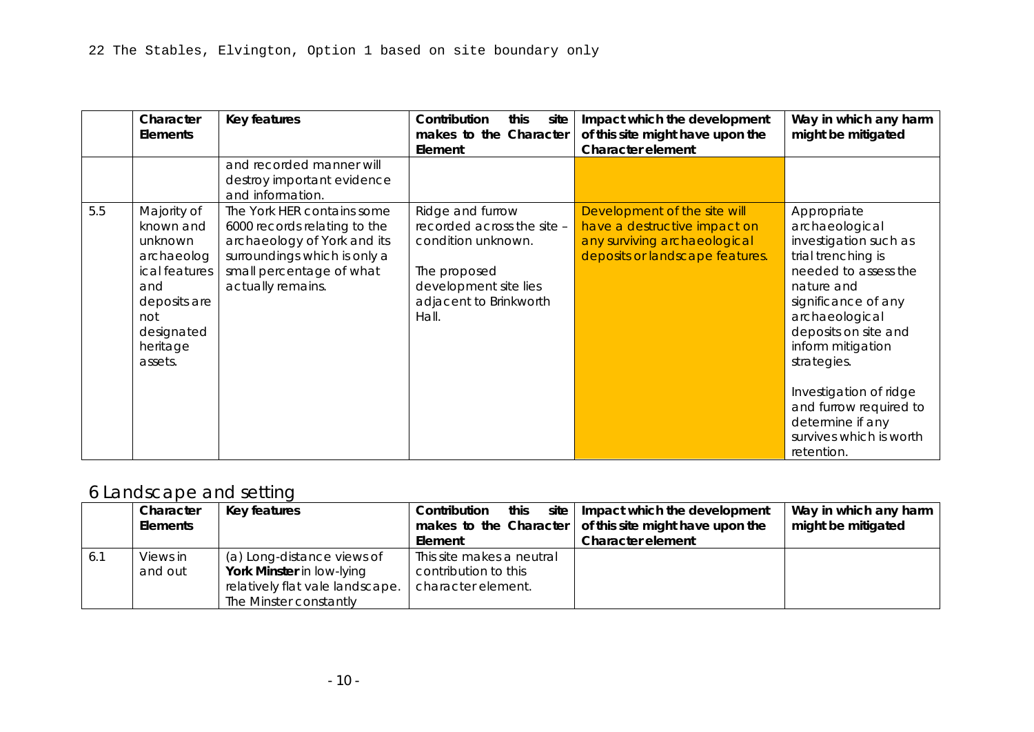22 The Stables, Elvington, Option 1 based on site boundary only

| | Character Elements | Key features | Contribution this site makes to the Character Element | Impact which the development of this site might have upon the Character element | Way in which any harm might be mitigated |
|---|---|---|---|---|---|
| | | and recorded manner will destroy important evidence and information. | | | |
| 5.5 | Majority of known and unknown archaeological features and deposits are not designated heritage assets. | The York HER contains some 6000 records relating to the archaeology of York and its surroundings which is only a small percentage of what actually remains. | Ridge and furrow recorded across the site – condition unknown.<br><br>The proposed development site lies adjacent to Brinkworth Hall. | Development of the site will have a destructive impact on any surviving archaeological deposits or landscape features. | Appropriate archaeological investigation such as trial trenching is needed to assess the nature and significance of any archaeological deposits on site and inform mitigation strategies.<br><br>Investigation of ridge and furrow required to determine if any survives which is worth retention. |

## 6 Landscape and setting

| | Character Elements | Key features | Contribution this site makes to the Character Element | Impact which the development of this site might have upon the Character element | Way in which any harm might be mitigated |
|---|---|---|---|---|---|
| 6.1 | Views in and out | (a) Long-distance views of **York Minster** in low-lying relatively flat vale landscape. The Minster constantly | This site makes a neutral contribution to this character element. | | |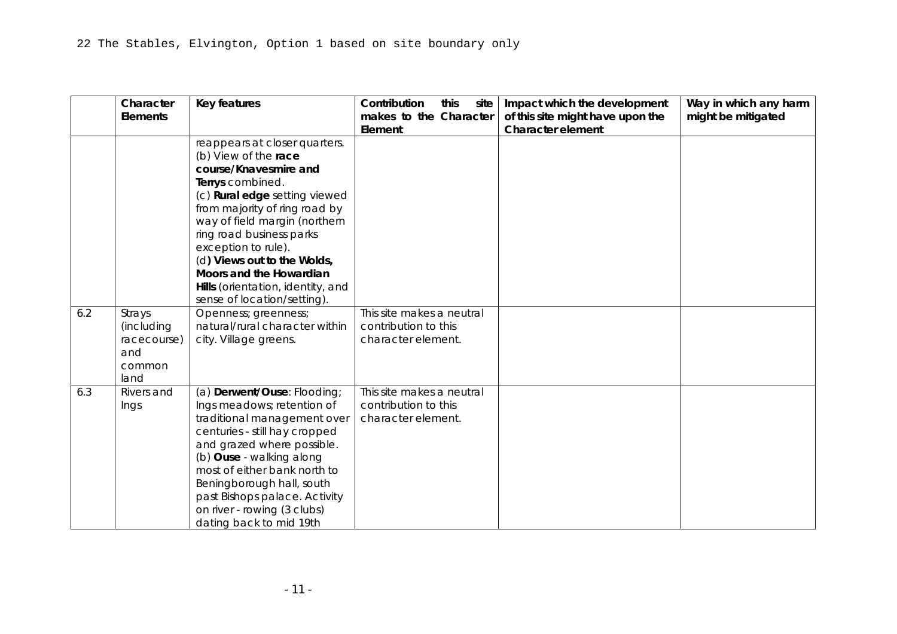22 The Stables, Elvington, Option 1 based on site boundary only

| | Character Elements | Key features | Contribution this site makes to the Character Element | Impact which the development of this site might have upon the Character element | Way in which any harm might be mitigated |
|---|---|---|---|---|---|
| | | reappears at closer quarters. (b) View of the **race course/Knavesmire and Terrys** combined. (c) **Rural edge** setting viewed from majority of ring road by way of field margin (northern ring road business parks exception to rule). (d**) Views out to the Wolds, Moors and the Howardian Hills** (orientation, identity, and sense of location/setting). | | | |
| 6.2 | Strays (including racecourse) and common land | Openness; greenness; natural/rural character within city. Village greens. | This site makes a neutral contribution to this character element. | | |
| 6.3 | Rivers and Ings | (a) **Derwent/Ouse**: Flooding; Ings meadows; retention of traditional management over centuries - still hay cropped and grazed where possible. (b) **Ouse** - walking along most of either bank north to Beningborough hall, south past Bishops palace. Activity on river - rowing (3 clubs) dating back to mid 19th | This site makes a neutral contribution to this character element. | | |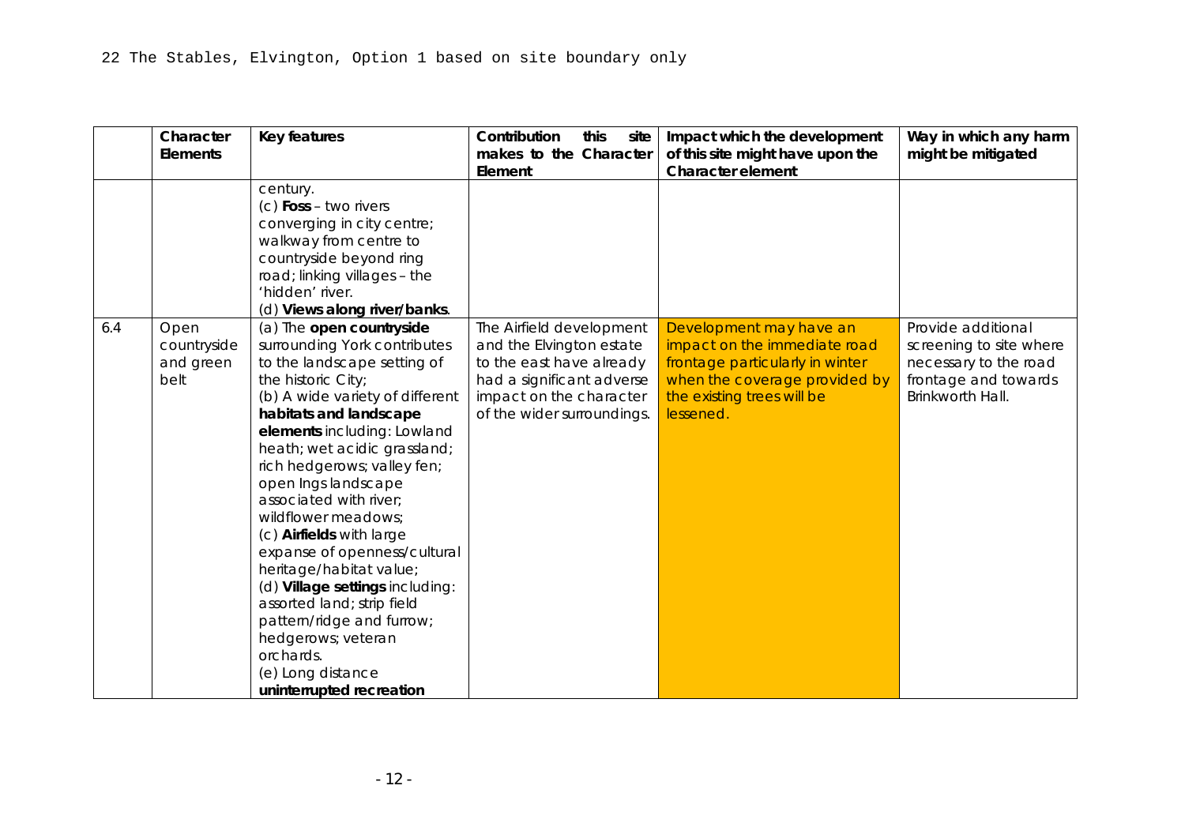22 The Stables, Elvington, Option 1 based on site boundary only

| | Character Elements | Key features | Contribution this site makes to the Character Element | Impact which the development of this site might have upon the Character element | Way in which any harm might be mitigated |
|---|---|---|---|---|---|
| | | century.<br>(c) **Foss** – two rivers converging in city centre; walkway from centre to countryside beyond ring road; linking villages – the 'hidden' river.<br>(d) **Views along river/banks**. | | | |
| 6.4 | Open countryside and green belt | (a) The **open countryside** surrounding York contributes to the landscape setting of the historic City;<br>(b) A wide variety of different **habitats and landscape elements** including: Lowland heath; wet acidic grassland; rich hedgerows; valley fen; open Ings landscape associated with river; wildflower meadows;<br>(c) **Airfields** with large expanse of openness/cultural heritage/habitat value;<br>(d) **Village settings** including: assorted land; strip field pattern/ridge and furrow; hedgerows; veteran orchards.<br>(e) Long distance **uninterrupted recreation** | The Airfield development and the Elvington estate to the east have already had a significant adverse impact on the character of the wider surroundings. | Development may have an impact on the immediate road frontage particularly in winter when the coverage provided by the existing trees will be lessened. | Provide additional screening to site where necessary to the road frontage and towards Brinkworth Hall. |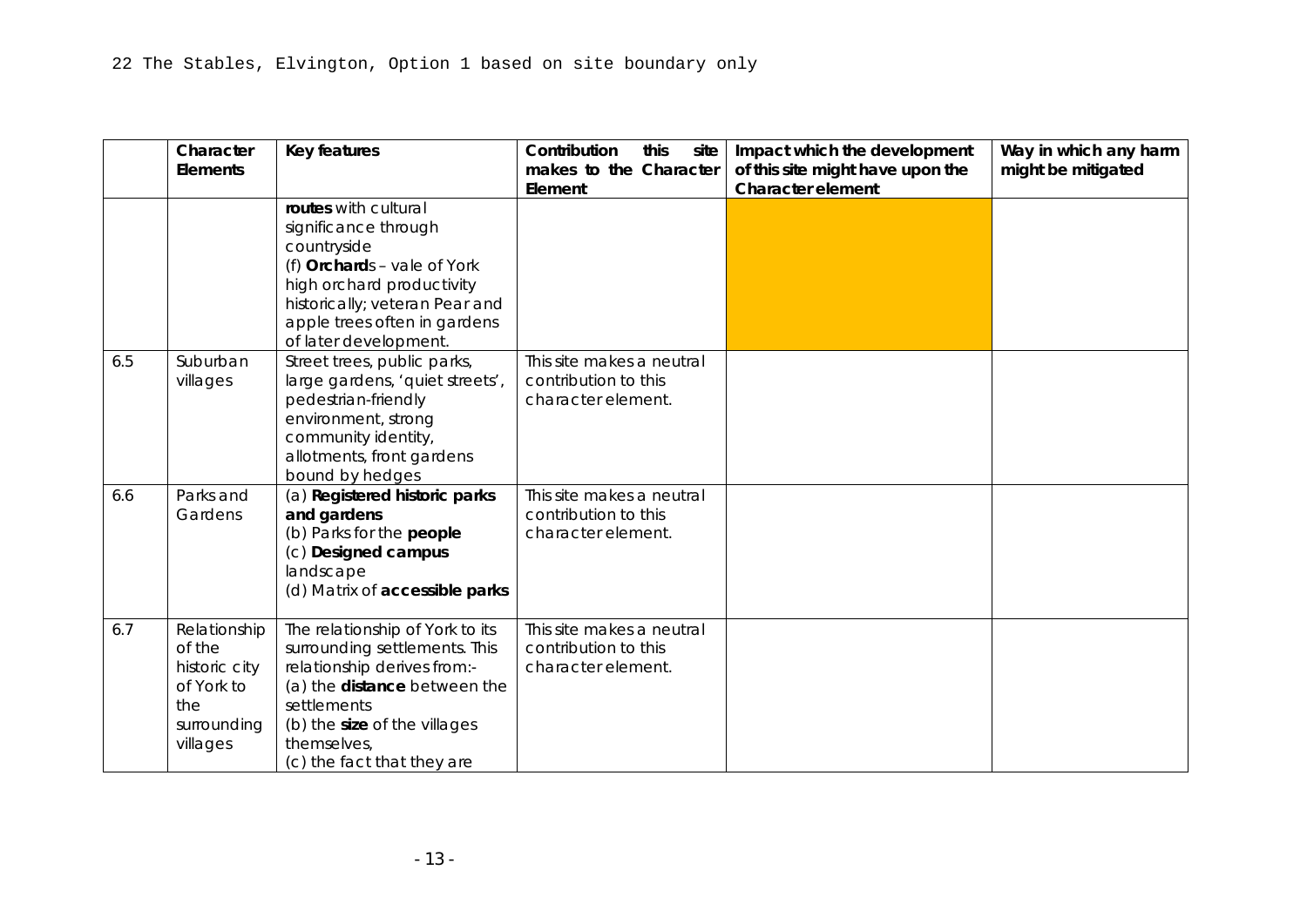22 The Stables, Elvington, Option 1 based on site boundary only

|  | Character Elements | Key features | Contribution this site makes to the Character Element | Impact which the development of this site might have upon the Character element | Way in which any harm might be mitigated |
|---|---|---|---|---|---|
|  |  | **routes** with cultural significance through countryside (f) **Orchard**s – vale of York high orchard productivity historically; veteran Pear and apple trees often in gardens of later development. |  |  |  |
| 6.5 | Suburban villages | Street trees, public parks, large gardens, 'quiet streets', pedestrian-friendly environment, strong community identity, allotments, front gardens bound by hedges | This site makes a neutral contribution to this character element. |  |  |
| 6.6 | Parks and Gardens | (a) **Registered historic parks and gardens** (b) Parks for the **people** (c) **Designed campus** landscape (d) Matrix of **accessible parks** | This site makes a neutral contribution to this character element. |  |  |
| 6.7 | Relationship of the historic city of York to the surrounding villages | The relationship of York to its surrounding settlements. This relationship derives from:- (a) the **distance** between the settlements (b) the **size** of the villages themselves, (c) the fact that they are | This site makes a neutral contribution to this character element. |  |  |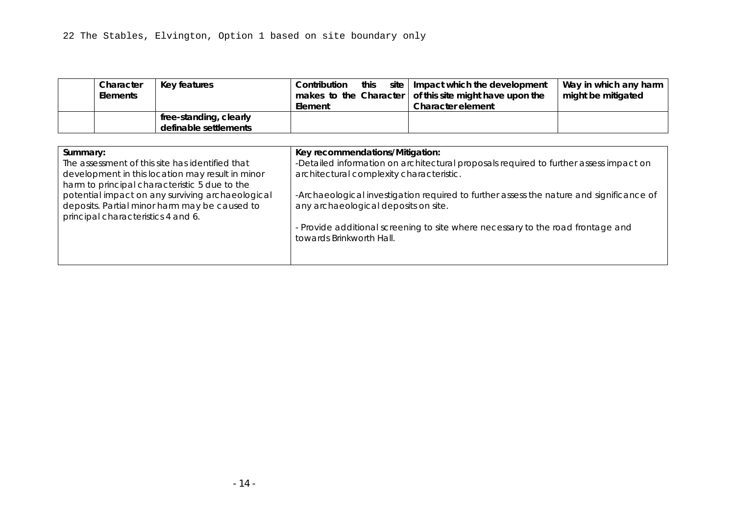22 The Stables, Elvington, Option 1 based on site boundary only

| | Character Elements | Key features | Contribution this site makes to the Character Element | Impact which the development of this site might have upon the Character element | Way in which any harm might be mitigated |
|---|---|---|---|---|---|
| | | free-standing, clearly definable settlements | | | |

| Summary: | Key recommendations/Mitigation: |
|---|---|
| The assessment of this site has identified that development in this location may result in minor harm to principal characteristic 5 due to the potential impact on any surviving archaeological deposits. Partial minor harm may be caused to principal characteristics 4 and 6. | -Detailed information on architectural proposals required to further assess impact on architectural complexity characteristic.<br><br>-Archaeological investigation required to further assess the nature and significance of any archaeological deposits on site.<br><br>- Provide additional screening to site where necessary to the road frontage and towards Brinkworth Hall. |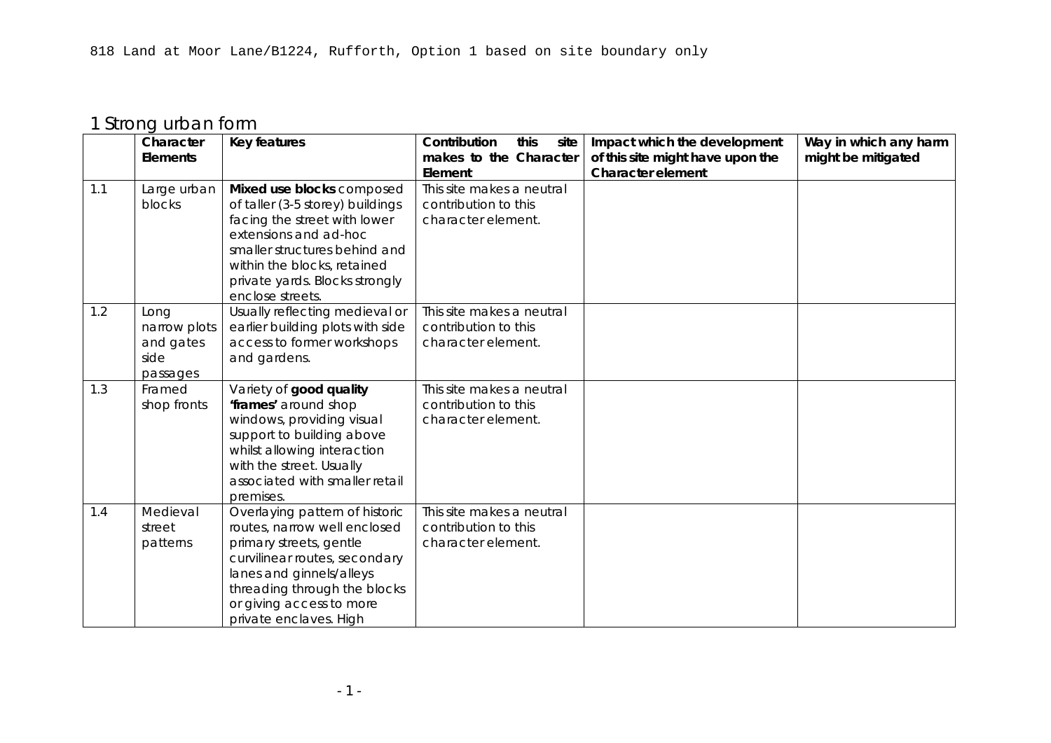818 Land at Moor Lane/B1224, Rufforth, Option 1 based on site boundary only

## 1 Strong urban form

| | Character Elements | Key features | Contribution this site makes to the Character Element | Impact which the development of this site might have upon the Character element | Way in which any harm might be mitigated |
|---|---|---|---|---|---|
| 1.1 | Large urban blocks | **Mixed use blocks** composed of taller (3-5 storey) buildings facing the street with lower extensions and ad-hoc smaller structures behind and within the blocks, retained private yards. Blocks strongly enclose streets. | This site makes a neutral contribution to this character element. | | |
| 1.2 | Long narrow plots and gates side passages | Usually reflecting medieval or earlier building plots with side access to former workshops and gardens. | This site makes a neutral contribution to this character element. | | |
| 1.3 | Framed shop fronts | Variety of **good quality 'frames'** around shop windows, providing visual support to building above whilst allowing interaction with the street. Usually associated with smaller retail premises. | This site makes a neutral contribution to this character element. | | |
| 1.4 | Medieval street patterns | Overlaying pattern of historic routes, narrow well enclosed primary streets, gentle curvilinear routes, secondary lanes and ginnels/alleys threading through the blocks or giving access to more private enclaves. High | This site makes a neutral contribution to this character element. | | |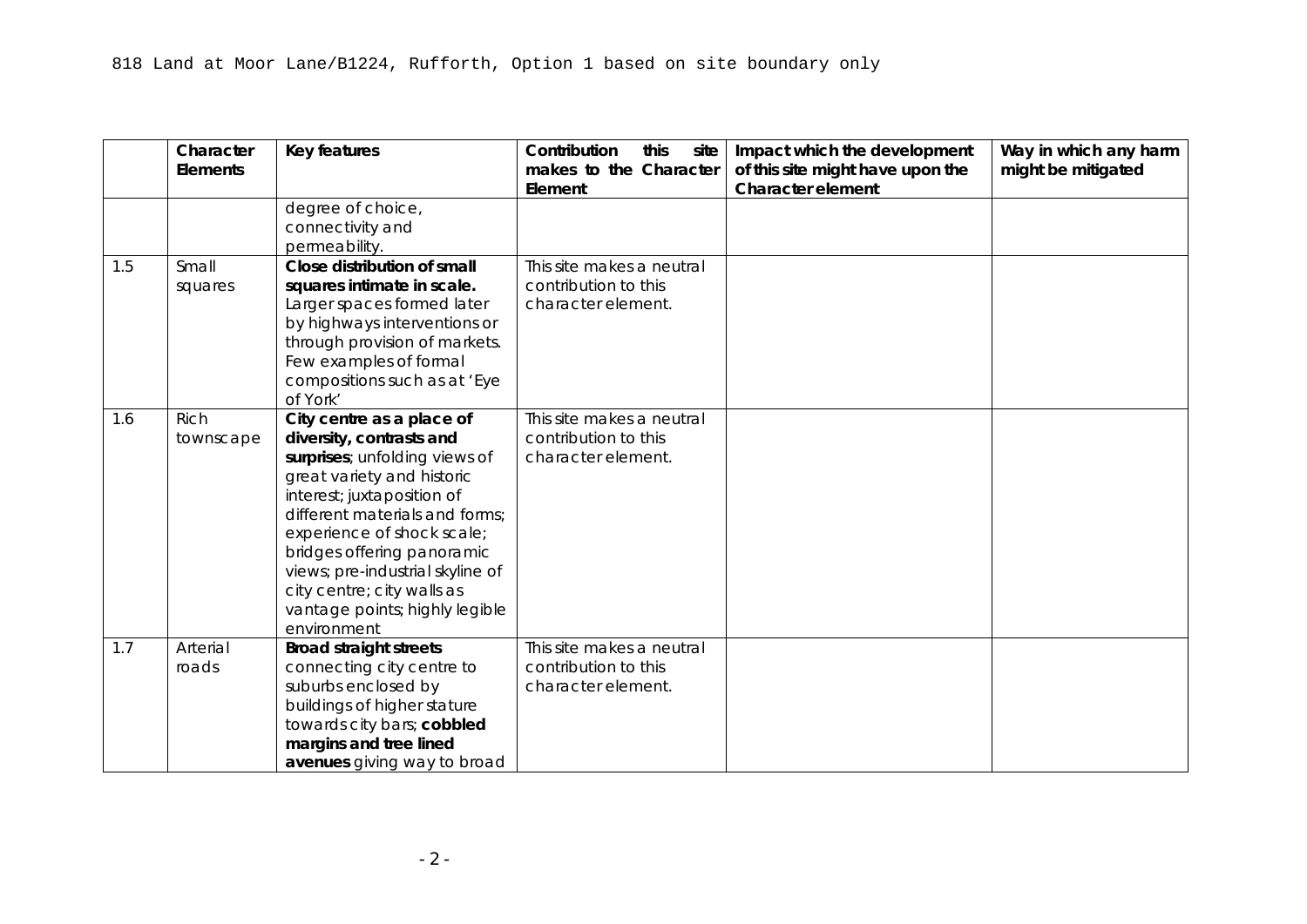818 Land at Moor Lane/B1224, Rufforth, Option 1 based on site boundary only

| | Character Elements | Key features | Contribution this site makes to the Character Element | Impact which the development of this site might have upon the Character element | Way in which any harm might be mitigated |
|---|---|---|---|---|---|
| | | degree of choice, connectivity and permeability. | | | |
| 1.5 | Small squares | **Close distribution of small squares intimate in scale.** Larger spaces formed later by highways interventions or through provision of markets. Few examples of formal compositions such as at 'Eye of York' | This site makes a neutral contribution to this character element. | | |
| 1.6 | Rich townscape | **City centre as a place of diversity, contrasts and surprises**; unfolding views of great variety and historic interest; juxtaposition of different materials and forms; experience of shock scale; bridges offering panoramic views; pre-industrial skyline of city centre; city walls as vantage points; highly legible environment | This site makes a neutral contribution to this character element. | | |
| 1.7 | Arterial roads | **Broad straight streets** connecting city centre to suburbs enclosed by buildings of higher stature towards city bars; **cobbled margins and tree lined avenues** giving way to broad | This site makes a neutral contribution to this character element. | | |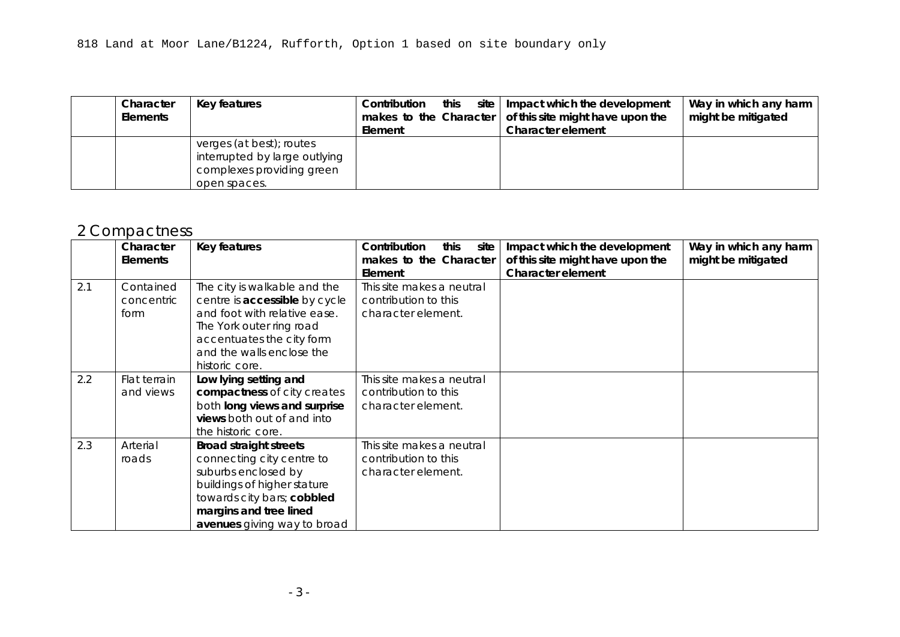818 Land at Moor Lane/B1224, Rufforth, Option 1 based on site boundary only

| | Character Elements | Key features | Contribution this site makes to the Character Element | Impact which the development of this site might have upon the Character element | Way in which any harm might be mitigated |
|---|---|---|---|---|---|
| | | verges (at best); routes interrupted by large outlying complexes providing green open spaces. | | | |

## 2 Compactness

| | Character Elements | Key features | Contribution this site makes to the Character Element | Impact which the development of this site might have upon the Character element | Way in which any harm might be mitigated |
|---|---|---|---|---|---|
| 2.1 | Contained concentric form | The city is walkable and the centre is **accessible** by cycle and foot with relative ease. The York outer ring road accentuates the city form and the walls enclose the historic core. | This site makes a neutral contribution to this character element. | | |
| 2.2 | Flat terrain and views | **Low lying setting and compactness** of city creates both **long views and surprise views** both out of and into the historic core. | This site makes a neutral contribution to this character element. | | |
| 2.3 | Arterial roads | **Broad straight streets** connecting city centre to suburbs enclosed by buildings of higher stature towards city bars; **cobbled margins and tree lined avenues** giving way to broad | This site makes a neutral contribution to this character element. | | |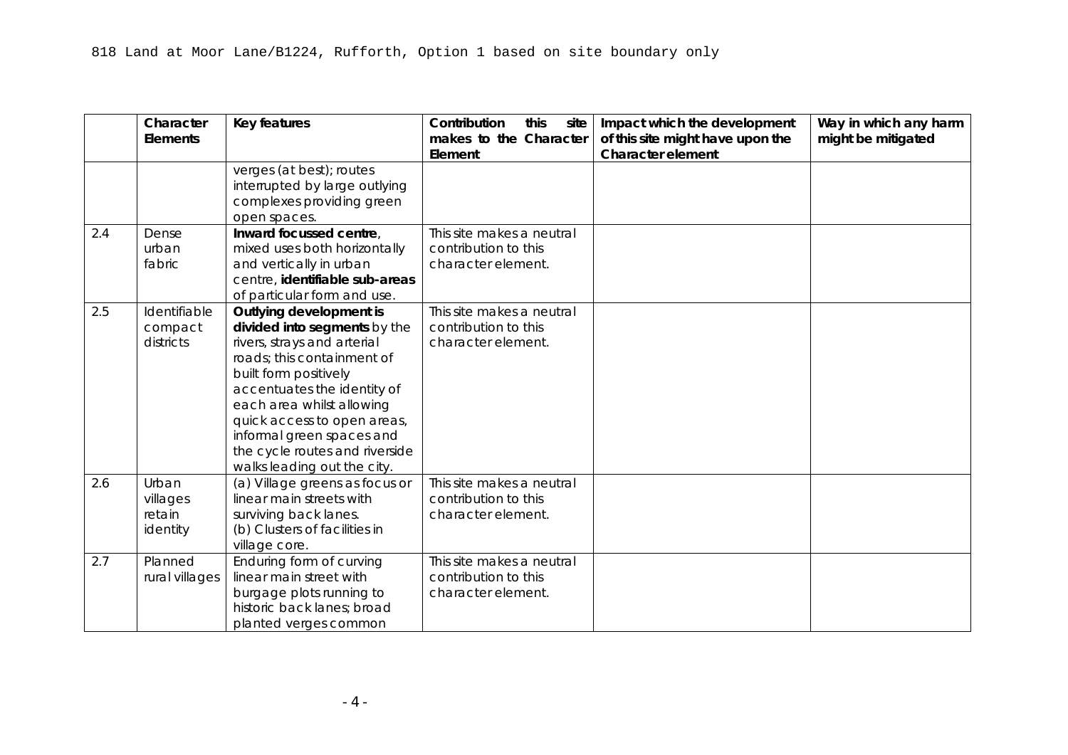818 Land at Moor Lane/B1224, Rufforth, Option 1 based on site boundary only

| | Character Elements | Key features | Contribution this site makes to the Character Element | Impact which the development of this site might have upon the Character element | Way in which any harm might be mitigated |
|---|---|---|---|---|---|
| | | verges (at best); routes interrupted by large outlying complexes providing green open spaces. | | | |
| 2.4 | Dense urban fabric | **Inward focussed centre**, mixed uses both horizontally and vertically in urban centre, **identifiable sub-areas** of particular form and use. | This site makes a neutral contribution to this character element. | | |
| 2.5 | Identifiable compact districts | **Outlying development is divided into segments** by the rivers, strays and arterial roads; this containment of built form positively accentuates the identity of each area whilst allowing quick access to open areas, informal green spaces and the cycle routes and riverside walks leading out the city. | This site makes a neutral contribution to this character element. | | |
| 2.6 | Urban villages retain identity | (a) Village greens as focus or linear main streets with surviving back lanes. (b) Clusters of facilities in village core. | This site makes a neutral contribution to this character element. | | |
| 2.7 | Planned rural villages | Enduring form of curving linear main street with burgage plots running to historic back lanes; broad planted verges common | This site makes a neutral contribution to this character element. | | |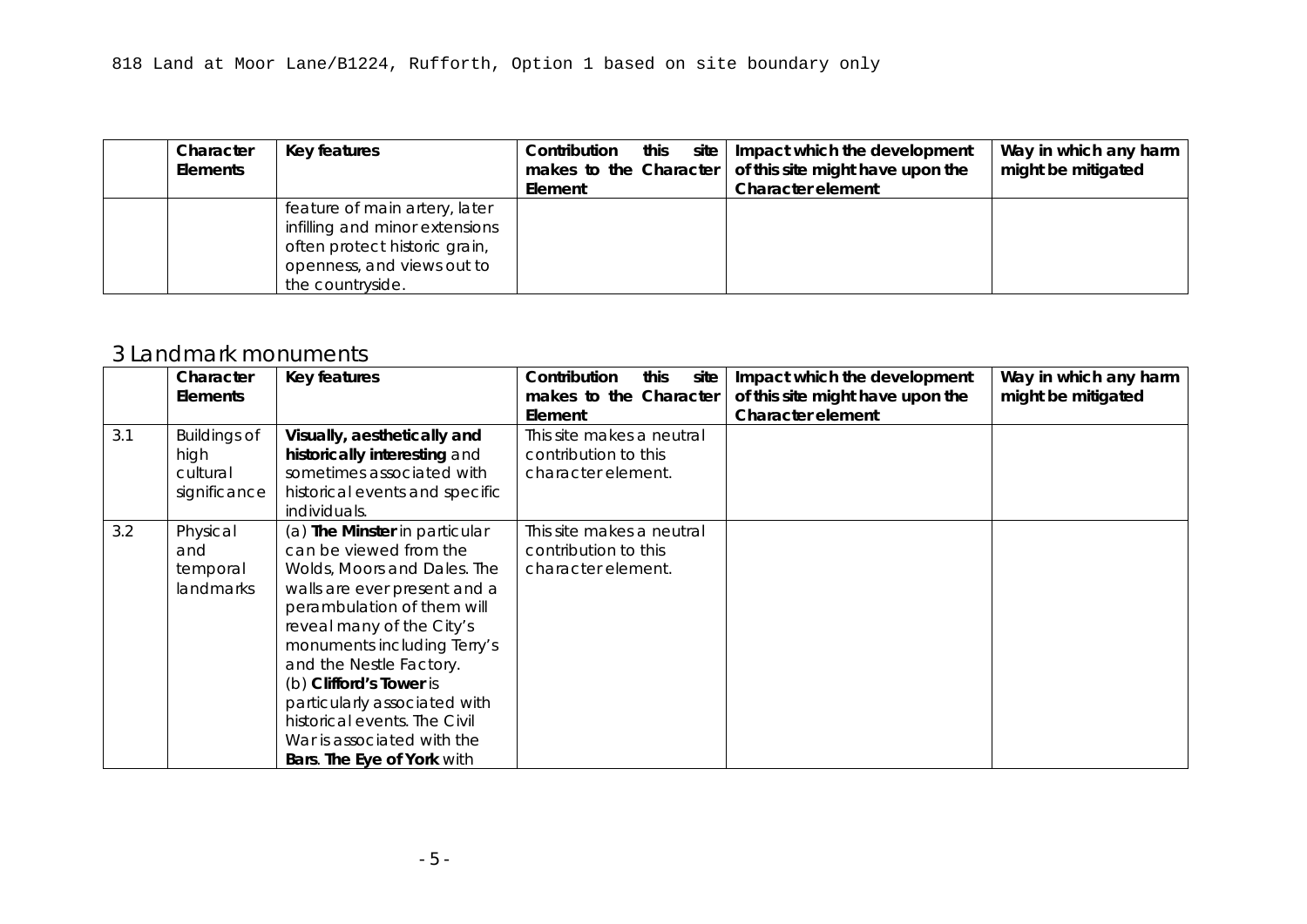818 Land at Moor Lane/B1224, Rufforth, Option 1 based on site boundary only

| | Character Elements | Key features | Contribution this site makes to the Character Element | Impact which the development of this site might have upon the Character element | Way in which any harm might be mitigated |
|---|---|---|---|---|---|
| | | feature of main artery, later infilling and minor extensions often protect historic grain, openness, and views out to the countryside. | | | |

## 3 Landmark monuments

| | Character Elements | Key features | Contribution this site makes to the Character Element | Impact which the development of this site might have upon the Character element | Way in which any harm might be mitigated |
|---|---|---|---|---|---|
| 3.1 | Buildings of high cultural significance | **Visually, aesthetically and historically interesting** and sometimes associated with historical events and specific individuals. | This site makes a neutral contribution to this character element. | | |
| 3.2 | Physical and temporal landmarks | (a) **The Minster** in particular can be viewed from the Wolds, Moors and Dales. The walls are ever present and a perambulation of them will reveal many of the City's monuments including Terry's and the Nestle Factory.<br>(b) **Clifford's Tower** is particularly associated with historical events. The Civil War is associated with the **Bars**. **The Eye of York** with | This site makes a neutral contribution to this character element. | | |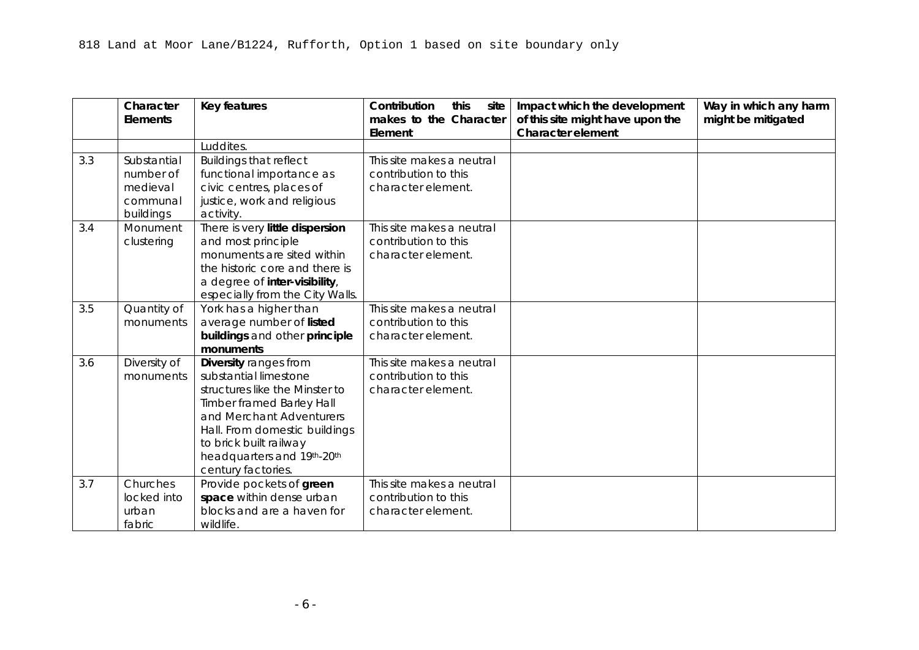818 Land at Moor Lane/B1224, Rufforth, Option 1 based on site boundary only

| | Character Elements | Key features | Contribution this site makes to the Character Element | Impact which the development of this site might have upon the Character element | Way in which any harm might be mitigated |
|---|---|---|---|---|---|
| | | Luddites. | | | |
| 3.3 | Substantial number of medieval communal buildings | Buildings that reflect functional importance as civic centres, places of justice, work and religious activity. | This site makes a neutral contribution to this character element. | | |
| 3.4 | Monument clustering | There is very **little dispersion** and most principle monuments are sited within the historic core and there is a degree of **inter-visibility**, especially from the City Walls. | This site makes a neutral contribution to this character element. | | |
| 3.5 | Quantity of monuments | York has a higher than average number of **listed buildings** and other **principle monuments** | This site makes a neutral contribution to this character element. | | |
| 3.6 | Diversity of monuments | **Diversity** ranges from substantial limestone structures like the Minster to Timber framed Barley Hall and Merchant Adventurers Hall. From domestic buildings to brick built railway headquarters and 19th-20th century factories. | This site makes a neutral contribution to this character element. | | |
| 3.7 | Churches locked into urban fabric | Provide pockets of **green space** within dense urban blocks and are a haven for wildlife. | This site makes a neutral contribution to this character element. | | |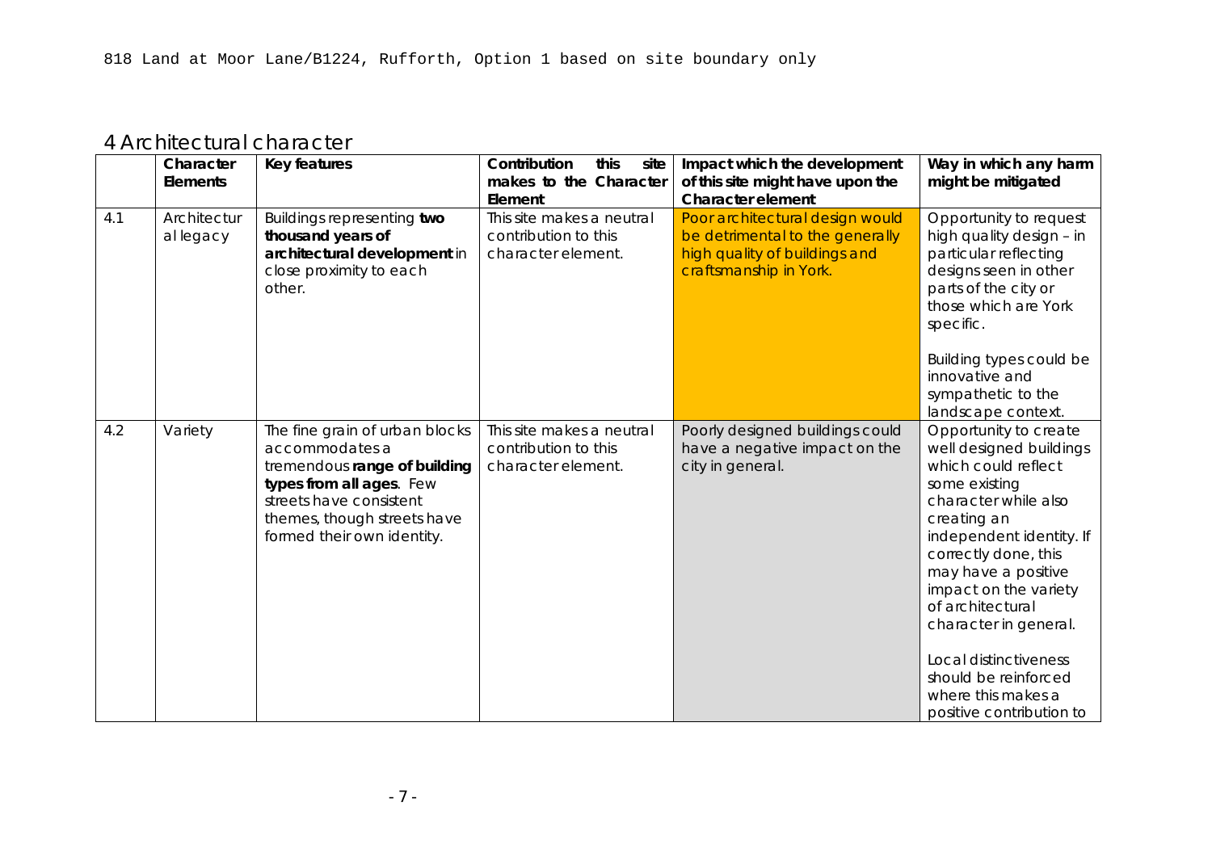818 Land at Moor Lane/B1224, Rufforth, Option 1 based on site boundary only

## 4 Architectural character

| | Character Elements | Key features | Contribution this site makes to the Character Element | Impact which the development of this site might have upon the Character element | Way in which any harm might be mitigated |
|---|---|---|---|---|---|
| 4.1 | Architectural legacy | Buildings representing **two thousand years of architectural development** in close proximity to each other. | This site makes a neutral contribution to this character element. | Poor architectural design would be detrimental to the generally high quality of buildings and craftsmanship in York. | Opportunity to request high quality design – in particular reflecting designs seen in other parts of the city or those which are York specific.<br><br>Building types could be innovative and sympathetic to the landscape context. |
| 4.2 | Variety | The fine grain of urban blocks accommodates a tremendous **range of building types from all ages**. Few streets have consistent themes, though streets have formed their own identity. | This site makes a neutral contribution to this character element. | Poorly designed buildings could have a negative impact on the city in general. | Opportunity to create well designed buildings which could reflect some existing character while also creating an independent identity. If correctly done, this may have a positive impact on the variety of architectural character in general.<br><br>Local distinctiveness should be reinforced where this makes a positive contribution to |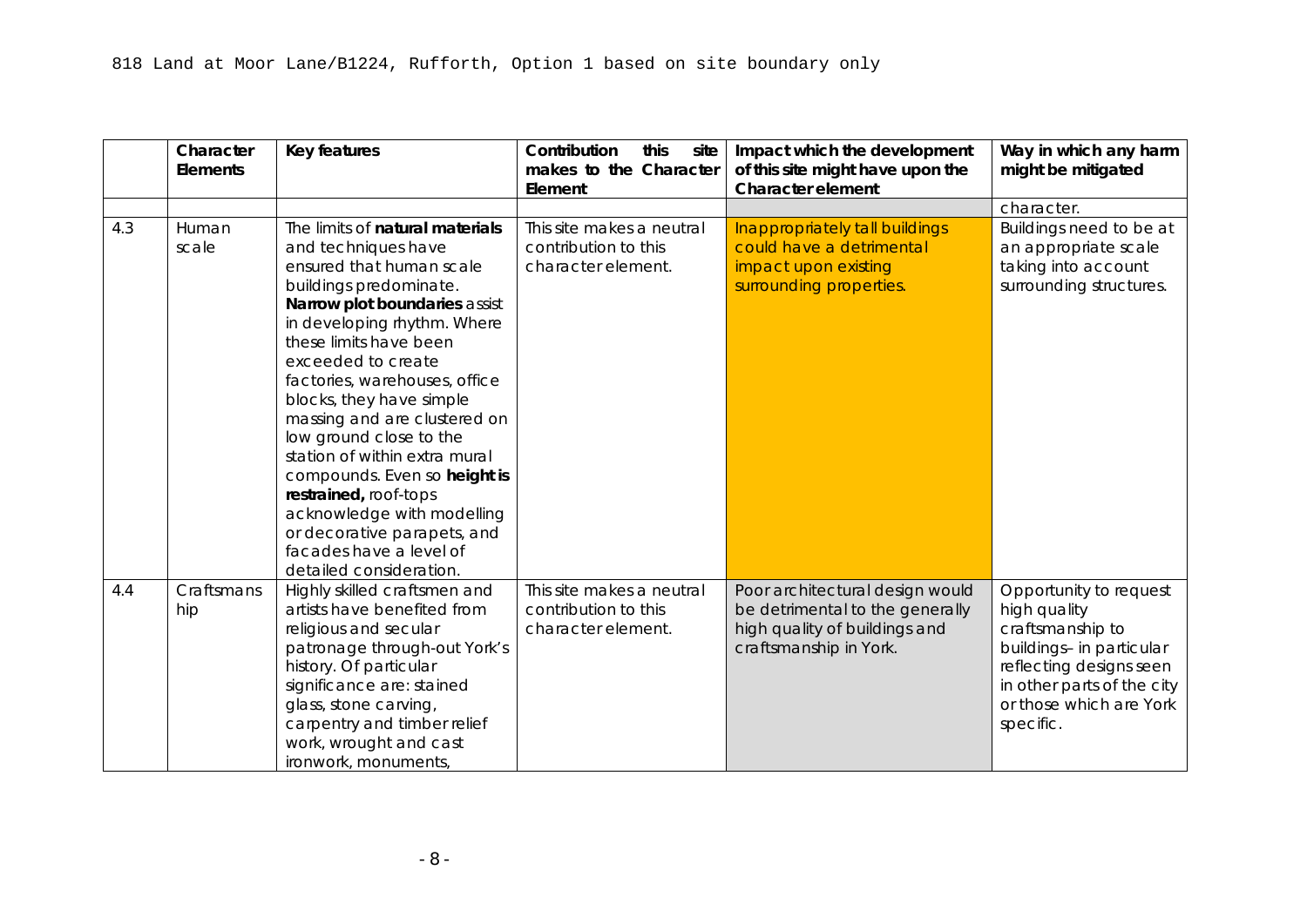818 Land at Moor Lane/B1224, Rufforth, Option 1 based on site boundary only

| | Character Elements | Key features | Contribution this site makes to the Character Element | Impact which the development of this site might have upon the Character element | Way in which any harm might be mitigated |
|---|---|---|---|---|---|
| | | | | | character. |
| 4.3 | Human scale | The limits of **natural materials** and techniques have ensured that human scale buildings predominate. **Narrow plot boundaries** assist in developing rhythm. Where these limits have been exceeded to create factories, warehouses, office blocks, they have simple massing and are clustered on low ground close to the station of within extra mural compounds. Even so **height is restrained,** roof-tops acknowledge with modelling or decorative parapets, and facades have a level of detailed consideration. | This site makes a neutral contribution to this character element. | Inappropriately tall buildings could have a detrimental impact upon existing surrounding properties. | Buildings need to be at an appropriate scale taking into account surrounding structures. |
| 4.4 | Craftsmanship | Highly skilled craftsmen and artists have benefited from religious and secular patronage through-out York's history. Of particular significance are: stained glass, stone carving, carpentry and timber relief work, wrought and cast ironwork, monuments, | This site makes a neutral contribution to this character element. | Poor architectural design would be detrimental to the generally high quality of buildings and craftsmanship in York. | Opportunity to request high quality craftsmanship to buildings– in particular reflecting designs seen in other parts of the city or those which are York specific. |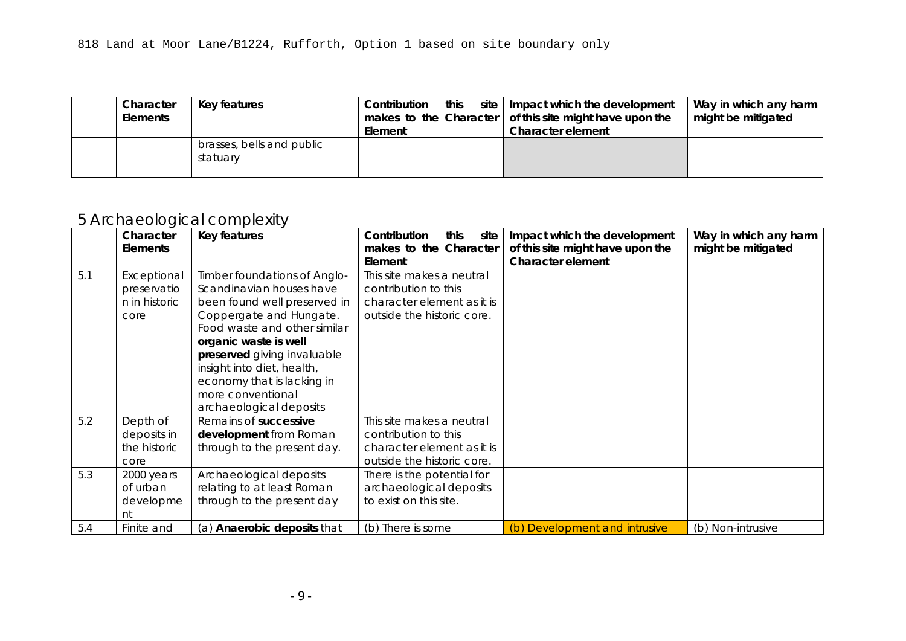818 Land at Moor Lane/B1224, Rufforth, Option 1 based on site boundary only

| | Character Elements | Key features | Contribution this site makes to the Character Element | Impact which the development of this site might have upon the Character element | Way in which any harm might be mitigated |
|---|---|---|---|---|---|
| | | brasses, bells and public statuary | | | |

## 5 Archaeological complexity

| | Character Elements | Key features | Contribution this site makes to the Character Element | Impact which the development of this site might have upon the Character element | Way in which any harm might be mitigated |
|---|---|---|---|---|---|
| 5.1 | Exceptional preservation in historic core | Timber foundations of Anglo-Scandinavian houses have been found well preserved in Coppergate and Hungate. Food waste and other similar **organic waste is well preserved** giving invaluable insight into diet, health, economy that is lacking in more conventional archaeological deposits | This site makes a neutral contribution to this character element as it is outside the historic core. | | |
| 5.2 | Depth of deposits in the historic core | Remains of **successive development** from Roman through to the present day. | This site makes a neutral contribution to this character element as it is outside the historic core. | | |
| 5.3 | 2000 years of urban development | Archaeological deposits relating to at least Roman through to the present day | There is the potential for archaeological deposits to exist on this site. | | |
| 5.4 | Finite and | (a) **Anaerobic deposits** that | (b) There is some | (b) Development and intrusive | (b) Non-intrusive |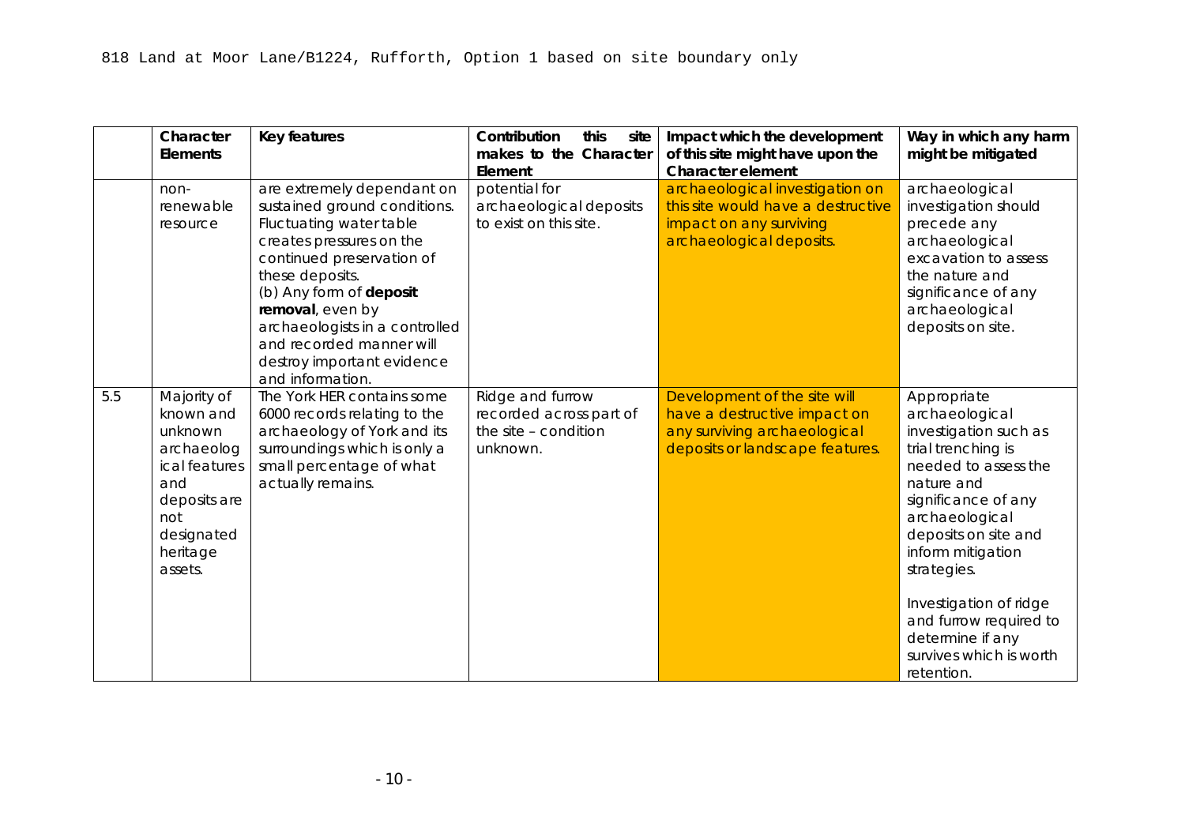818 Land at Moor Lane/B1224, Rufforth, Option 1 based on site boundary only

| | Character Elements | Key features | Contribution this site makes to the Character Element | Impact which the development of this site might have upon the Character element | Way in which any harm might be mitigated |
|---|---|---|---|---|---|
| | non-renewable resource | are extremely dependant on sustained ground conditions. Fluctuating water table creates pressures on the continued preservation of these deposits. (b) Any form of **deposit removal**, even by archaeologists in a controlled and recorded manner will destroy important evidence and information. | potential for archaeological deposits to exist on this site. | archaeological investigation on this site would have a destructive impact on any surviving archaeological deposits. | archaeological investigation should precede any archaeological excavation to assess the nature and significance of any archaeological deposits on site. |
| 5.5 | Majority of known and unknown archaeological features and deposits are not designated heritage assets. | The York HER contains some 6000 records relating to the archaeology of York and its surroundings which is only a small percentage of what actually remains. | Ridge and furrow recorded across part of the site – condition unknown. | Development of the site will have a destructive impact on any surviving archaeological deposits or landscape features. | Appropriate archaeological investigation such as trial trenching is needed to assess the nature and significance of any archaeological deposits on site and inform mitigation strategies.<br><br>Investigation of ridge and furrow required to determine if any survives which is worth retention. |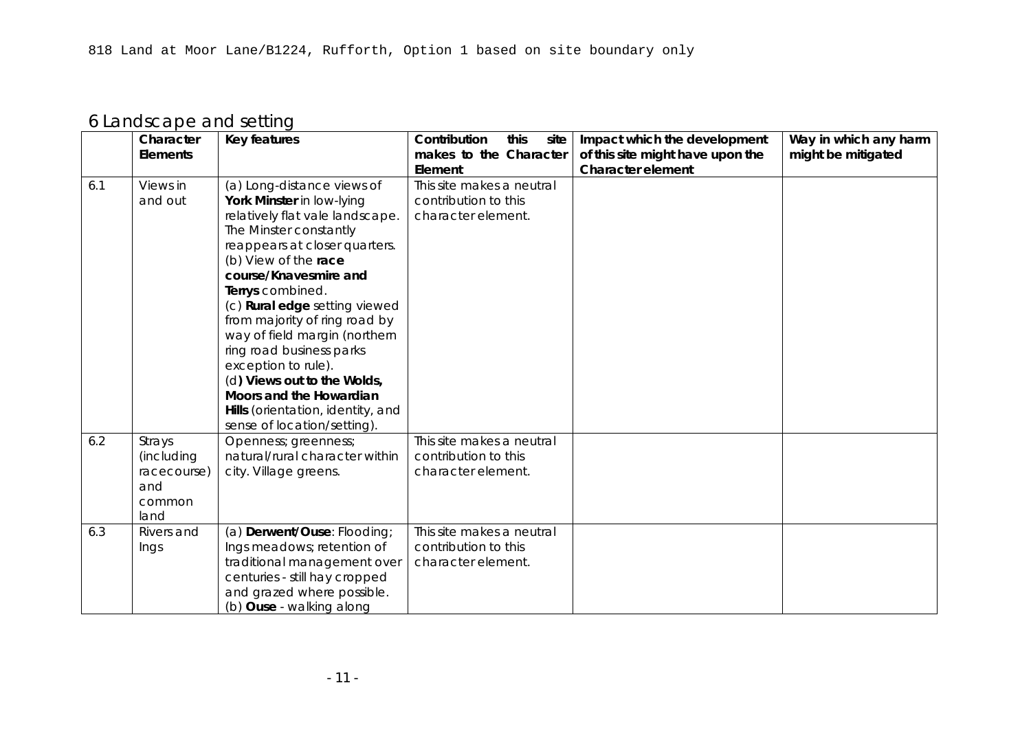818 Land at Moor Lane/B1224, Rufforth, Option 1 based on site boundary only

## 6 Landscape and setting

| | Character Elements | Key features | Contribution this site makes to the Character Element | Impact which the development of this site might have upon the Character element | Way in which any harm might be mitigated |
|---|---|---|---|---|---|
| 6.1 | Views in and out | (a) Long-distance views of **York Minster** in low-lying relatively flat vale landscape. The Minster constantly reappears at closer quarters. (b) View of the **race course/Knavesmire and Terrys** combined. (c) **Rural edge** setting viewed from majority of ring road by way of field margin (northern ring road business parks exception to rule). (d**) Views out to the Wolds, Moors and the Howardian Hills** (orientation, identity, and sense of location/setting). | This site makes a neutral contribution to this character element. | | |
| 6.2 | Strays (including racecourse) and common land | Openness; greenness; natural/rural character within city. Village greens. | This site makes a neutral contribution to this character element. | | |
| 6.3 | Rivers and Ings | (a) **Derwent/Ouse**: Flooding; Ings meadows; retention of traditional management over centuries - still hay cropped and grazed where possible. (b) **Ouse** - walking along | This site makes a neutral contribution to this character element. | | |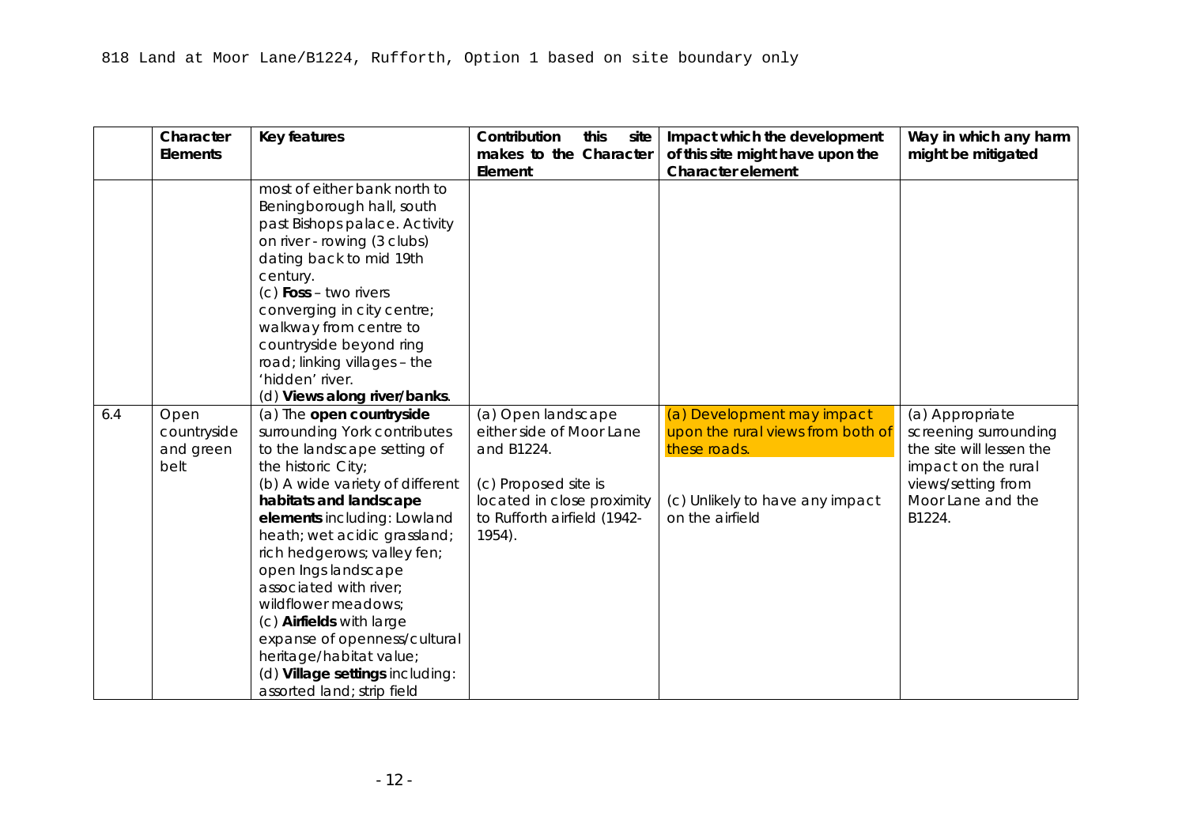818 Land at Moor Lane/B1224, Rufforth, Option 1 based on site boundary only

| | Character Elements | Key features | Contribution this site makes to the Character Element | Impact which the development of this site might have upon the Character element | Way in which any harm might be mitigated |
|---|---|---|---|---|---|
| | | most of either bank north to Beningborough hall, south past Bishops palace. Activity on river - rowing (3 clubs) dating back to mid 19th century.<br>(c) **Foss** – two rivers converging in city centre; walkway from centre to countryside beyond ring road; linking villages – the 'hidden' river.<br>(d) **Views along river/banks**. | | | |
| 6.4 | Open countryside and green belt | (a) The **open countryside** surrounding York contributes to the landscape setting of the historic City;<br>(b) A wide variety of different **habitats and landscape elements** including: Lowland heath; wet acidic grassland; rich hedgerows; valley fen; open Ings landscape associated with river; wildflower meadows;<br>(c) **Airfields** with large expanse of openness/cultural heritage/habitat value;<br>(d) **Village settings** including: assorted land; strip field | (a) Open landscape either side of Moor Lane and B1224.<br><br>(c) Proposed site is located in close proximity to Rufforth airfield (1942-1954). | (a) Development may impact upon the rural views from both of these roads.<br><br>(c) Unlikely to have any impact on the airfield | (a) Appropriate screening surrounding the site will lessen the impact on the rural views/setting from Moor Lane and the B1224. |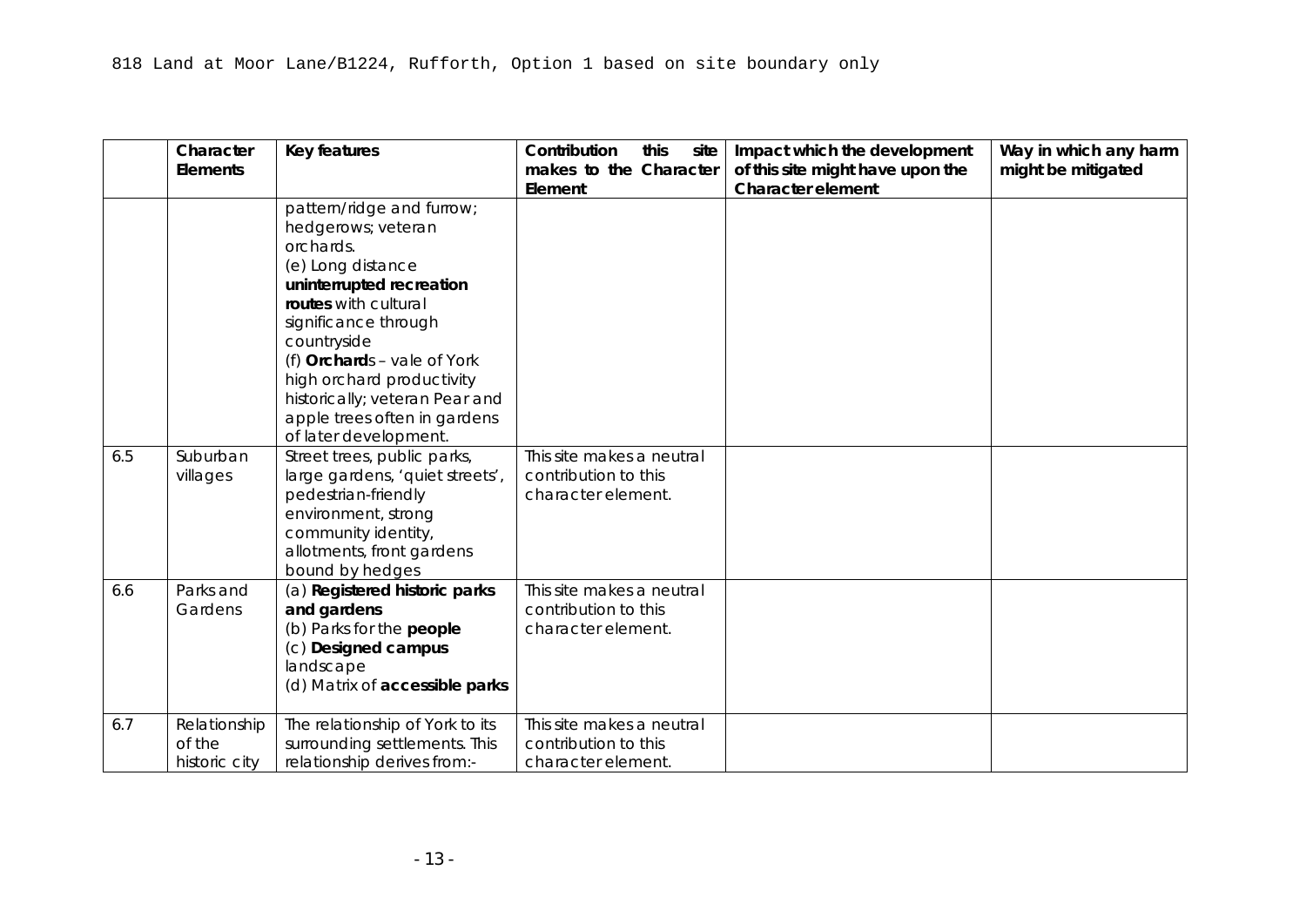818 Land at Moor Lane/B1224, Rufforth, Option 1 based on site boundary only

| | Character Elements | Key features | Contribution this site makes to the Character Element | Impact which the development of this site might have upon the Character element | Way in which any harm might be mitigated |
|---|---|---|---|---|---|
| | | pattern/ridge and furrow; hedgerows; veteran orchards.<br>(e) Long distance **uninterrupted recreation routes** with cultural significance through countryside<br>(f) **Orchard**s – vale of York high orchard productivity historically; veteran Pear and apple trees often in gardens of later development. | | | |
| 6.5 | Suburban villages | Street trees, public parks, large gardens, 'quiet streets', pedestrian-friendly environment, strong community identity, allotments, front gardens bound by hedges | This site makes a neutral contribution to this character element. | | |
| 6.6 | Parks and Gardens | (a) **Registered historic parks and gardens**<br>(b) Parks for the **people**<br>(c) **Designed campus** landscape<br>(d) Matrix of **accessible parks** | This site makes a neutral contribution to this character element. | | |
| 6.7 | Relationship of the historic city | The relationship of York to its surrounding settlements. This relationship derives from:- | This site makes a neutral contribution to this character element. | | |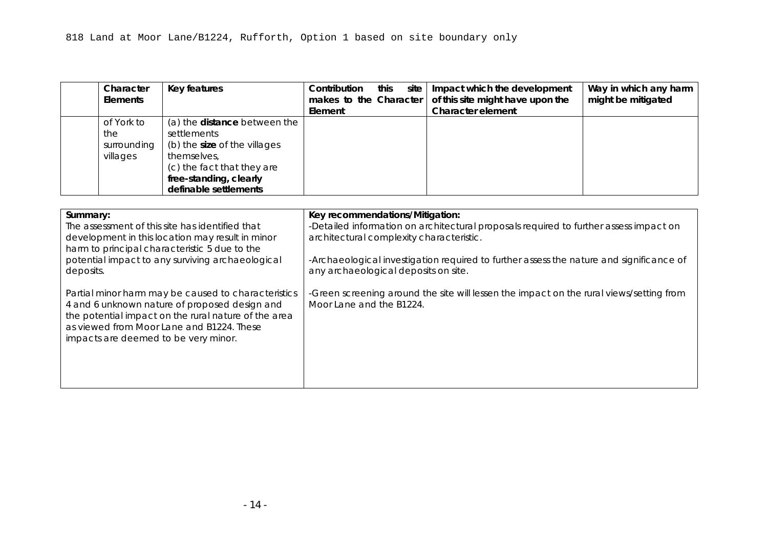818 Land at Moor Lane/B1224, Rufforth, Option 1 based on site boundary only

| | Character Elements | Key features | Contribution this site makes to the Character Element | Impact which the development of this site might have upon the Character element | Way in which any harm might be mitigated |
|---|---|---|---|---|---|
| | of York to the surrounding villages | (a) the **distance** between the settlements<br>(b) the **size** of the villages themselves,<br>(c) the fact that they are **free-standing, clearly definable settlements** | | | |

| Summary: | Key recommendations/Mitigation: |
|---|---|
| The assessment of this site has identified that development in this location may result in minor harm to principal characteristic 5 due to the potential impact to any surviving archaeological deposits.<br><br>Partial minor harm may be caused to characteristics 4 and 6 unknown nature of proposed design and the potential impact on the rural nature of the area as viewed from Moor Lane and B1224. These impacts are deemed to be very minor. | -Detailed information on architectural proposals required to further assess impact on architectural complexity characteristic.<br><br>-Archaeological investigation required to further assess the nature and significance of any archaeological deposits on site.<br><br>-Green screening around the site will lessen the impact on the rural views/setting from Moor Lane and the B1224. |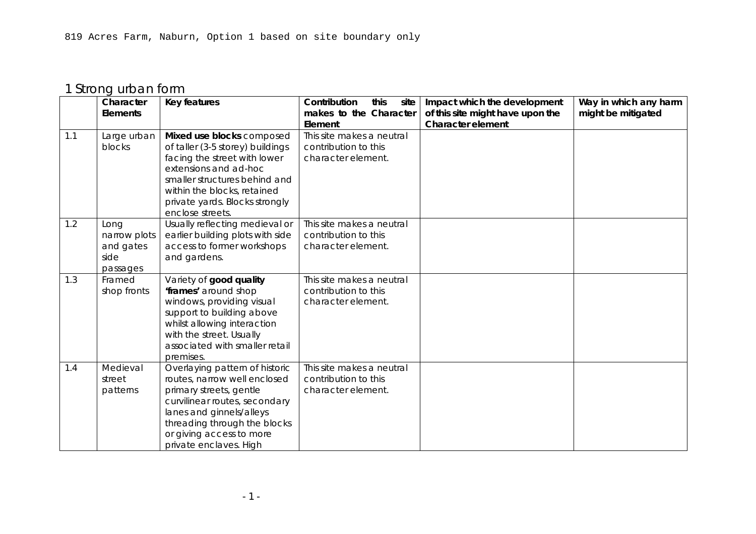819 Acres Farm, Naburn, Option 1 based on site boundary only

## 1 Strong urban form

| | Character Elements | Key features | Contribution this site makes to the Character Element | Impact which the development of this site might have upon the Character element | Way in which any harm might be mitigated |
|---|---|---|---|---|---|
| 1.1 | Large urban blocks | **Mixed use blocks** composed of taller (3-5 storey) buildings facing the street with lower extensions and ad-hoc smaller structures behind and within the blocks, retained private yards. Blocks strongly enclose streets. | This site makes a neutral contribution to this character element. | | |
| 1.2 | Long narrow plots and gates side passages | Usually reflecting medieval or earlier building plots with side access to former workshops and gardens. | This site makes a neutral contribution to this character element. | | |
| 1.3 | Framed shop fronts | Variety of **good quality 'frames'** around shop windows, providing visual support to building above whilst allowing interaction with the street. Usually associated with smaller retail premises. | This site makes a neutral contribution to this character element. | | |
| 1.4 | Medieval street patterns | Overlaying pattern of historic routes, narrow well enclosed primary streets, gentle curvilinear routes, secondary lanes and ginnels/alleys threading through the blocks or giving access to more private enclaves. High | This site makes a neutral contribution to this character element. | | |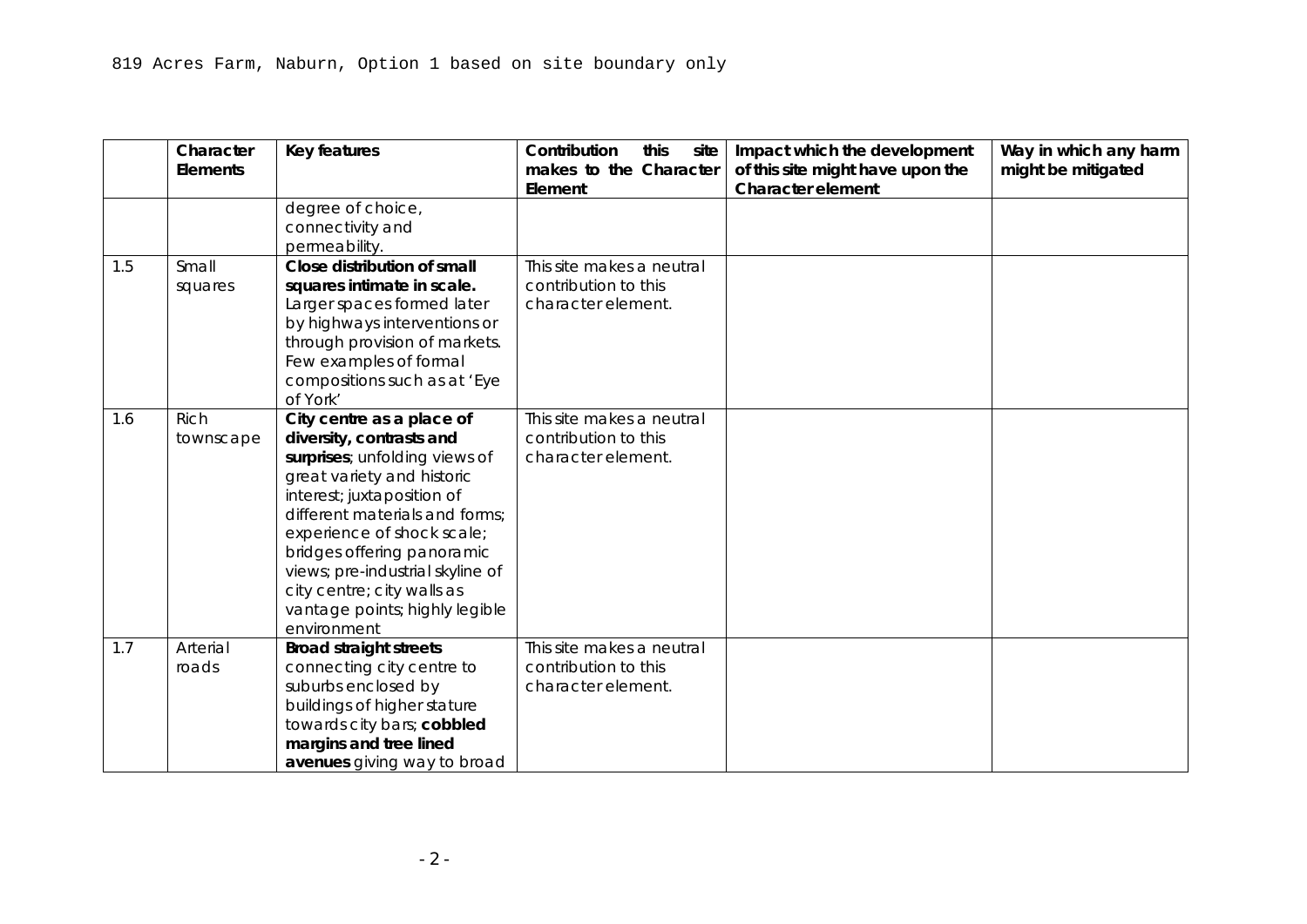819 Acres Farm, Naburn, Option 1 based on site boundary only

| | Character Elements | Key features | Contribution this site makes to the Character Element | Impact which the development of this site might have upon the Character element | Way in which any harm might be mitigated |
|---|---|---|---|---|---|
| | | degree of choice, connectivity and permeability. | | | |
| 1.5 | Small squares | **Close distribution of small squares intimate in scale.** Larger spaces formed later by highways interventions or through provision of markets. Few examples of formal compositions such as at 'Eye of York' | This site makes a neutral contribution to this character element. | | |
| 1.6 | Rich townscape | **City centre as a place of diversity, contrasts and surprises**; unfolding views of great variety and historic interest; juxtaposition of different materials and forms; experience of shock scale; bridges offering panoramic views; pre-industrial skyline of city centre; city walls as vantage points; highly legible environment | This site makes a neutral contribution to this character element. | | |
| 1.7 | Arterial roads | **Broad straight streets** connecting city centre to suburbs enclosed by buildings of higher stature towards city bars; **cobbled margins and tree lined avenues** giving way to broad | This site makes a neutral contribution to this character element. | | |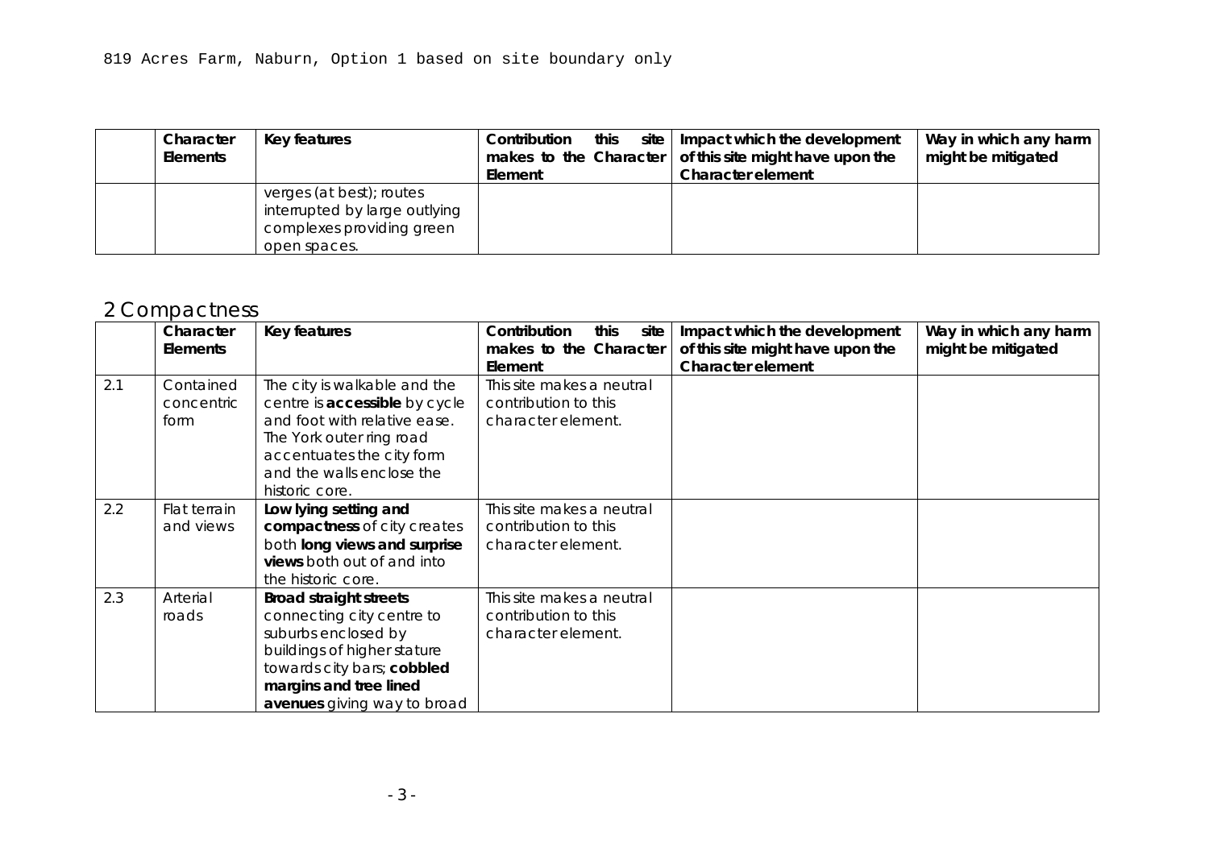819 Acres Farm, Naburn, Option 1 based on site boundary only

| | Character Elements | Key features | Contribution this site makes to the Character Element | Impact which the development of this site might have upon the Character element | Way in which any harm might be mitigated |
|---|---|---|---|---|---|
| | | verges (at best); routes interrupted by large outlying complexes providing green open spaces. | | | |

## 2 Compactness

| | Character Elements | Key features | Contribution this site makes to the Character Element | Impact which the development of this site might have upon the Character element | Way in which any harm might be mitigated |
|---|---|---|---|---|---|
| 2.1 | Contained concentric form | The city is walkable and the centre is **accessible** by cycle and foot with relative ease. The York outer ring road accentuates the city form and the walls enclose the historic core. | This site makes a neutral contribution to this character element. | | |
| 2.2 | Flat terrain and views | **Low lying setting and compactness** of city creates both **long views and surprise views** both out of and into the historic core. | This site makes a neutral contribution to this character element. | | |
| 2.3 | Arterial roads | **Broad straight streets** connecting city centre to suburbs enclosed by buildings of higher stature towards city bars; **cobbled margins and tree lined avenues** giving way to broad | This site makes a neutral contribution to this character element. | | |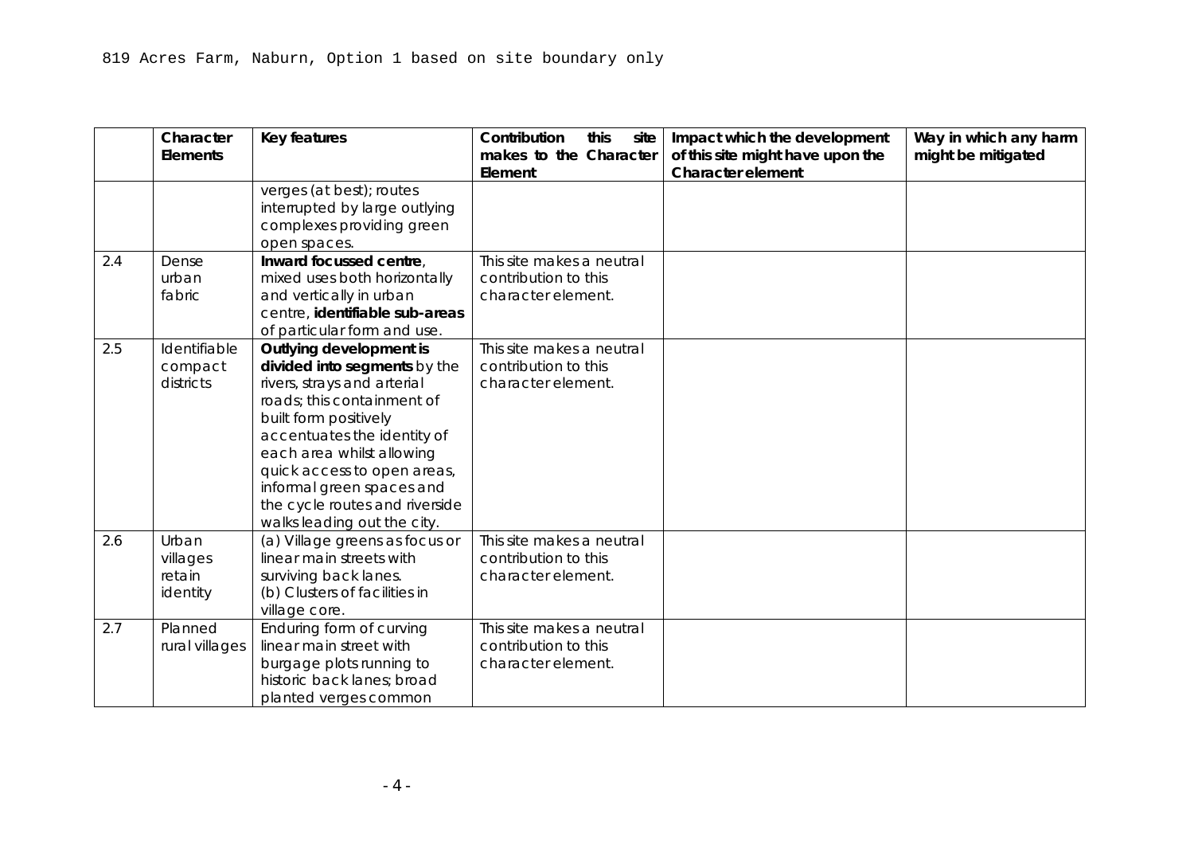819 Acres Farm, Naburn, Option 1 based on site boundary only

| | Character Elements | Key features | Contribution this site makes to the Character Element | Impact which the development of this site might have upon the Character element | Way in which any harm might be mitigated |
|---|---|---|---|---|---|
| | | verges (at best); routes interrupted by large outlying complexes providing green open spaces. | | | |
| 2.4 | Dense urban fabric | **Inward focussed centre**, mixed uses both horizontally and vertically in urban centre, **identifiable sub-areas** of particular form and use. | This site makes a neutral contribution to this character element. | | |
| 2.5 | Identifiable compact districts | **Outlying development is divided into segments** by the rivers, strays and arterial roads; this containment of built form positively accentuates the identity of each area whilst allowing quick access to open areas, informal green spaces and the cycle routes and riverside walks leading out the city. | This site makes a neutral contribution to this character element. | | |
| 2.6 | Urban villages retain identity | (a) Village greens as focus or linear main streets with surviving back lanes.<br>(b) Clusters of facilities in village core. | This site makes a neutral contribution to this character element. | | |
| 2.7 | Planned rural villages | Enduring form of curving linear main street with burgage plots running to historic back lanes; broad planted verges common | This site makes a neutral contribution to this character element. | | |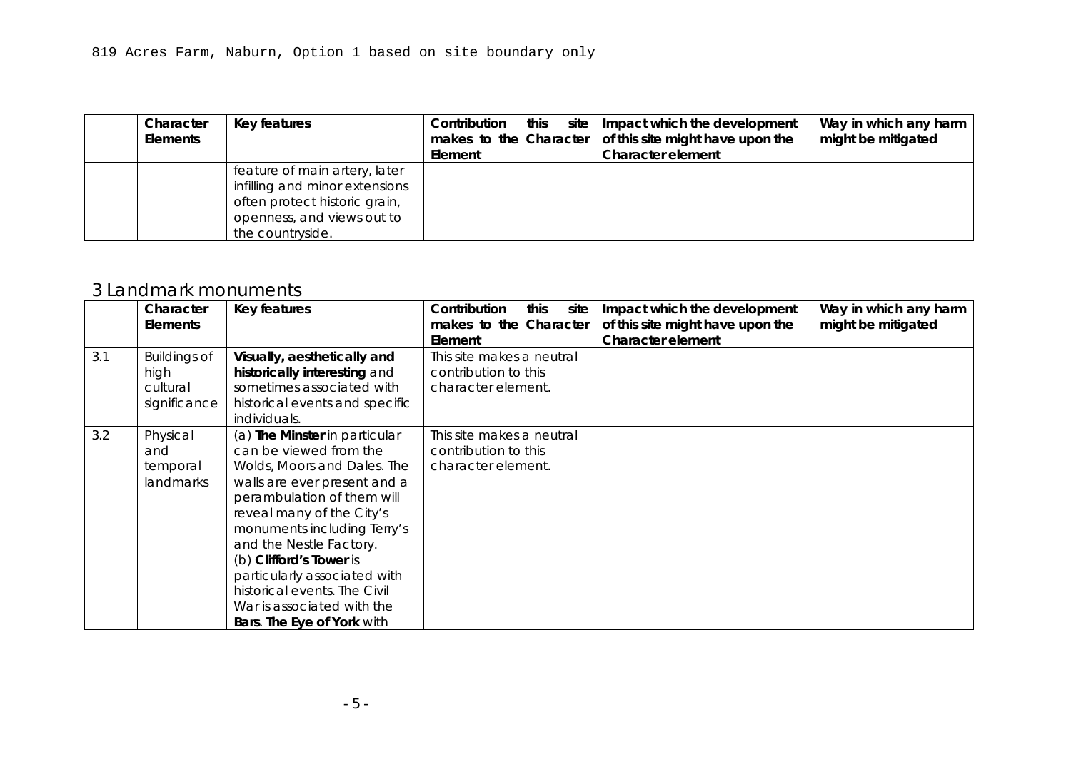819 Acres Farm, Naburn, Option 1 based on site boundary only

|  | Character Elements | Key features | Contribution this site makes to the Character Element | Impact which the development of this site might have upon the Character element | Way in which any harm might be mitigated |
|---|---|---|---|---|---|
|  |  | feature of main artery, later infilling and minor extensions often protect historic grain, openness, and views out to the countryside. |  |  |  |

## 3 Landmark monuments

|  | Character Elements | Key features | Contribution this site makes to the Character Element | Impact which the development of this site might have upon the Character element | Way in which any harm might be mitigated |
|---|---|---|---|---|---|
| 3.1 | Buildings of high cultural significance | **Visually, aesthetically and historically interesting** and sometimes associated with historical events and specific individuals. | This site makes a neutral contribution to this character element. |  |  |
| 3.2 | Physical and temporal landmarks | (a) **The Minster** in particular can be viewed from the Wolds, Moors and Dales. The walls are ever present and a perambulation of them will reveal many of the City's monuments including Terry's and the Nestle Factory. (b) **Clifford's Tower** is particularly associated with historical events. The Civil War is associated with the **Bars**. **The Eye of York** with | This site makes a neutral contribution to this character element. |  |  |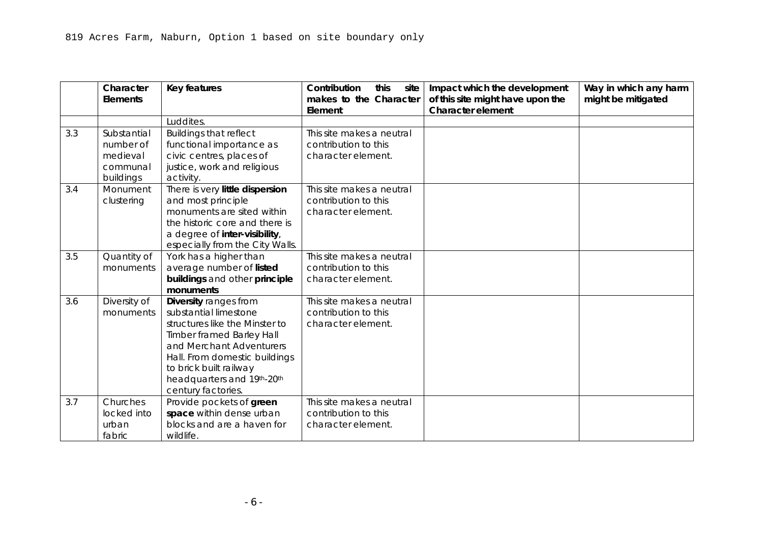819 Acres Farm, Naburn, Option 1 based on site boundary only

| | Character Elements | Key features | Contribution this site makes to the Character Element | Impact which the development of this site might have upon the Character element | Way in which any harm might be mitigated |
|---|---|---|---|---|---|
| | | Luddites. | | | |
| 3.3 | Substantial number of medieval communal buildings | Buildings that reflect functional importance as civic centres, places of justice, work and religious activity. | This site makes a neutral contribution to this character element. | | |
| 3.4 | Monument clustering | There is very **little dispersion** and most principle monuments are sited within the historic core and there is a degree of **inter-visibility**, especially from the City Walls. | This site makes a neutral contribution to this character element. | | |
| 3.5 | Quantity of monuments | York has a higher than average number of **listed buildings** and other **principle monuments** | This site makes a neutral contribution to this character element. | | |
| 3.6 | Diversity of monuments | **Diversity** ranges from substantial limestone structures like the Minster to Timber framed Barley Hall and Merchant Adventurers Hall. From domestic buildings to brick built railway headquarters and 19th-20th century factories. | This site makes a neutral contribution to this character element. | | |
| 3.7 | Churches locked into urban fabric | Provide pockets of **green space** within dense urban blocks and are a haven for wildlife. | This site makes a neutral contribution to this character element. | | |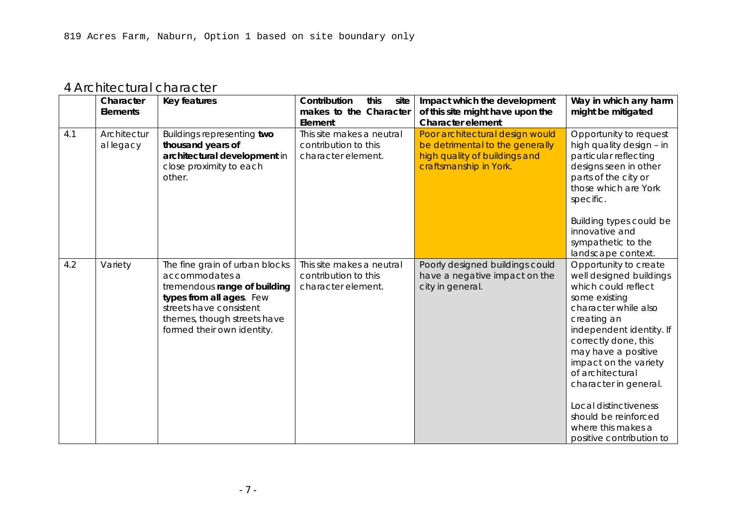819 Acres Farm, Naburn, Option 1 based on site boundary only

## 4 Architectural character

| | Character Elements | Key features | Contribution this site makes to the Character Element | Impact which the development of this site might have upon the Character element | Way in which any harm might be mitigated |
|---|---|---|---|---|---|
| 4.1 | Architectural legacy | Buildings representing **two thousand years of architectural development** in close proximity to each other. | This site makes a neutral contribution to this character element. | Poor architectural design would be detrimental to the generally high quality of buildings and craftsmanship in York. | Opportunity to request high quality design – in particular reflecting designs seen in other parts of the city or those which are York specific.<br><br>Building types could be innovative and sympathetic to the landscape context. |
| 4.2 | Variety | The fine grain of urban blocks accommodates a tremendous **range of building types from all ages**. Few streets have consistent themes, though streets have formed their own identity. | This site makes a neutral contribution to this character element. | Poorly designed buildings could have a negative impact on the city in general. | Opportunity to create well designed buildings which could reflect some existing character while also creating an independent identity. If correctly done, this may have a positive impact on the variety of architectural character in general.<br><br>Local distinctiveness should be reinforced where this makes a positive contribution to |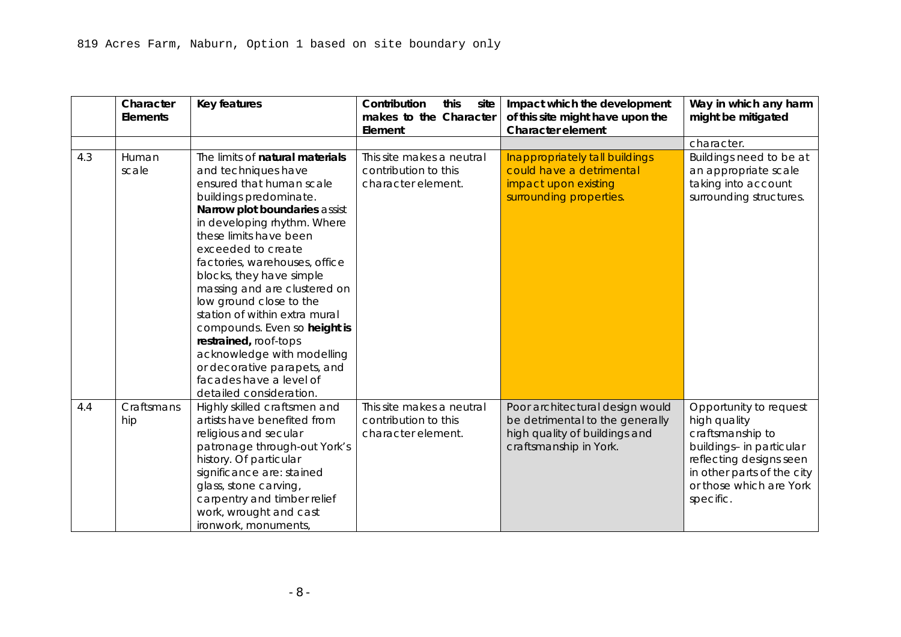819 Acres Farm, Naburn, Option 1 based on site boundary only

| | Character Elements | Key features | Contribution this site makes to the Character Element | Impact which the development of this site might have upon the Character element | Way in which any harm might be mitigated |
|---|---|---|---|---|---|
| | | | | | character. |
| 4.3 | Human scale | The limits of **natural materials** and techniques have ensured that human scale buildings predominate. **Narrow plot boundaries** assist in developing rhythm. Where these limits have been exceeded to create factories, warehouses, office blocks, they have simple massing and are clustered on low ground close to the station of within extra mural compounds. Even so **height is restrained,** roof-tops acknowledge with modelling or decorative parapets, and facades have a level of detailed consideration. | This site makes a neutral contribution to this character element. | Inappropriately tall buildings could have a detrimental impact upon existing surrounding properties. | Buildings need to be at an appropriate scale taking into account surrounding structures. |
| 4.4 | Craftsmanship | Highly skilled craftsmen and artists have benefited from religious and secular patronage through-out York's history. Of particular significance are: stained glass, stone carving, carpentry and timber relief work, wrought and cast ironwork, monuments, | This site makes a neutral contribution to this character element. | Poor architectural design would be detrimental to the generally high quality of buildings and craftsmanship in York. | Opportunity to request high quality craftsmanship to buildings– in particular reflecting designs seen in other parts of the city or those which are York specific. |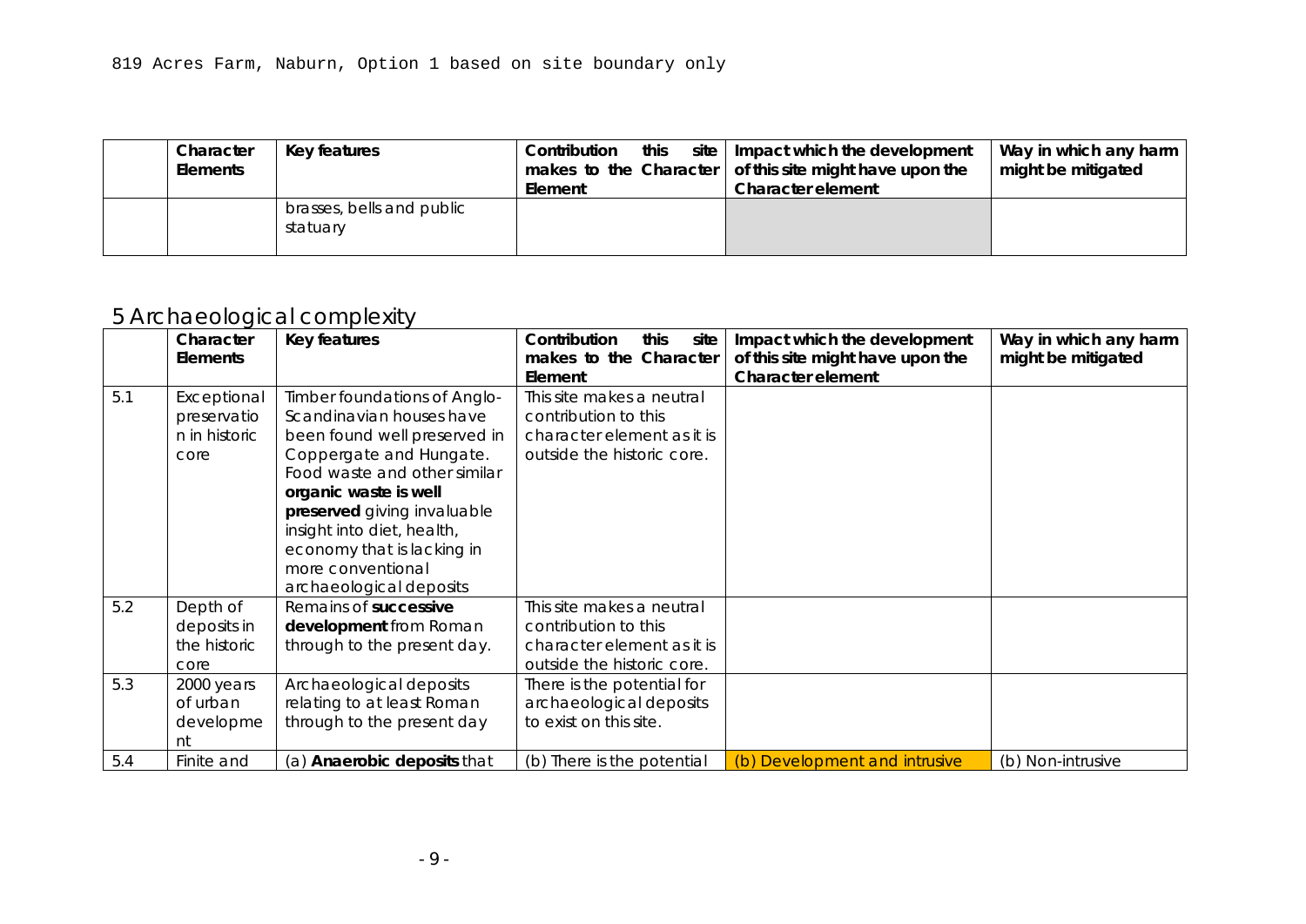819 Acres Farm, Naburn, Option 1 based on site boundary only

| | Character Elements | Key features | Contribution this site makes to the Character Element | Impact which the development of this site might have upon the Character element | Way in which any harm might be mitigated |
|---|---|---|---|---|---|
| | | brasses, bells and public statuary | | | |

## 5 Archaeological complexity

| | Character Elements | Key features | Contribution this site makes to the Character Element | Impact which the development of this site might have upon the Character element | Way in which any harm might be mitigated |
|---|---|---|---|---|---|
| 5.1 | Exceptional preservation in historic core | Timber foundations of Anglo-Scandinavian houses have been found well preserved in Coppergate and Hungate. Food waste and other similar **organic waste is well preserved** giving invaluable insight into diet, health, economy that is lacking in more conventional archaeological deposits | This site makes a neutral contribution to this character element as it is outside the historic core. | | |
| 5.2 | Depth of deposits in the historic core | Remains of **successive development** from Roman through to the present day. | This site makes a neutral contribution to this character element as it is outside the historic core. | | |
| 5.3 | 2000 years of urban development | Archaeological deposits relating to at least Roman through to the present day | There is the potential for archaeological deposits to exist on this site. | | |
| 5.4 | Finite and | (a) **Anaerobic deposits** that | (b) There is the potential | (b) Development and intrusive | (b) Non-intrusive |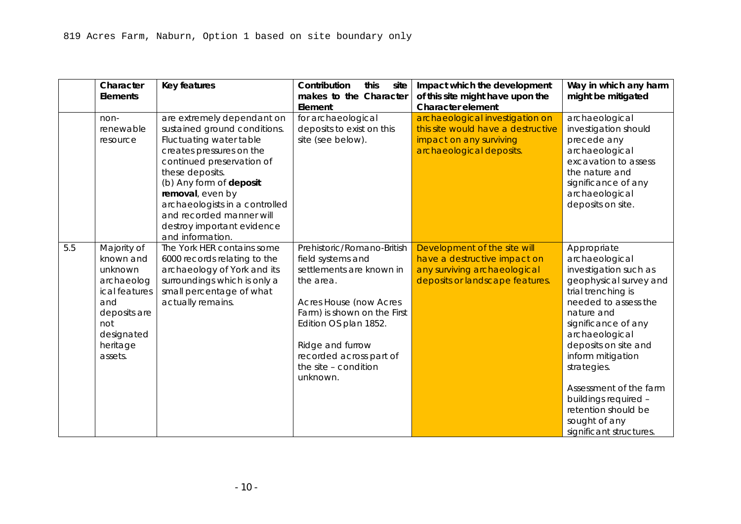819 Acres Farm, Naburn, Option 1 based on site boundary only

| | Character Elements | Key features | Contribution this site makes to the Character Element | Impact which the development of this site might have upon the Character element | Way in which any harm might be mitigated |
|---|---|---|---|---|---|
| | non-renewable resource | are extremely dependant on sustained ground conditions. Fluctuating water table creates pressures on the continued preservation of these deposits.<br>(b) Any form of **deposit removal**, even by archaeologists in a controlled and recorded manner will destroy important evidence and information. | for archaeological deposits to exist on this site (see below). | archaeological investigation on this site would have a destructive impact on any surviving archaeological deposits. | archaeological investigation should precede any archaeological excavation to assess the nature and significance of any archaeological deposits on site. |
| 5.5 | Majority of known and unknown archaeological features and deposits are not designated heritage assets. | The York HER contains some 6000 records relating to the archaeology of York and its surroundings which is only a small percentage of what actually remains. | Prehistoric/Romano-British field systems and settlements are known in the area.<br><br>Acres House (now Acres Farm) is shown on the First Edition OS plan 1852.<br><br>Ridge and furrow recorded across part of the site – condition unknown. | Development of the site will have a destructive impact on any surviving archaeological deposits or landscape features. | Appropriate archaeological investigation such as geophysical survey and trial trenching is needed to assess the nature and significance of any archaeological deposits on site and inform mitigation strategies.<br><br>Assessment of the farm buildings required – retention should be sought of any significant structures. |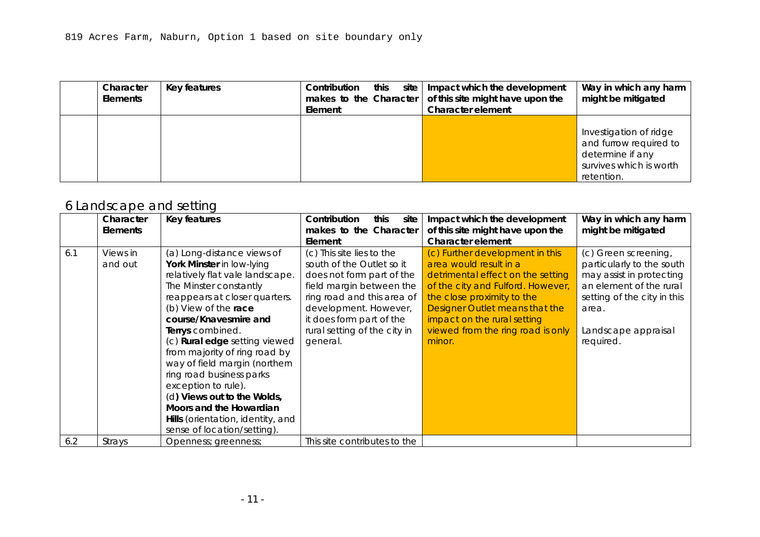819 Acres Farm, Naburn, Option 1 based on site boundary only

| | Character Elements | Key features | Contribution this site makes to the Character Element | Impact which the development of this site might have upon the Character element | Way in which any harm might be mitigated |
|---|---|---|---|---|---|
| | | | | | Investigation of ridge and furrow required to determine if any survives which is worth retention. |

## 6 Landscape and setting

| | Character Elements | Key features | Contribution this site makes to the Character Element | Impact which the development of this site might have upon the Character element | Way in which any harm might be mitigated |
|---|---|---|---|---|---|
| 6.1 | Views in and out | (a) Long-distance views of **York Minster** in low-lying relatively flat vale landscape. The Minster constantly reappears at closer quarters.<br>(b) View of the **race course/Knavesmire and Terrys** combined.<br>(c) **Rural edge** setting viewed from majority of ring road by way of field margin (northern ring road business parks exception to rule).<br>(d**) Views out to the Wolds, Moors and the Howardian Hills** (orientation, identity, and sense of location/setting). | (c) This site lies to the south of the Outlet so it does not form part of the field margin between the ring road and this area of development. However, it does form part of the rural setting of the city in general. | (c) Further development in this area would result in a detrimental effect on the setting of the city and Fulford. However, the close proximity to the Designer Outlet means that the impact on the rural setting viewed from the ring road is only minor. | (c) Green screening, particularly to the south may assist in protecting an element of the rural setting of the city in this area.<br><br>Landscape appraisal required. |
| 6.2 | Strays | Openness; greenness; | This site contributes to the | | |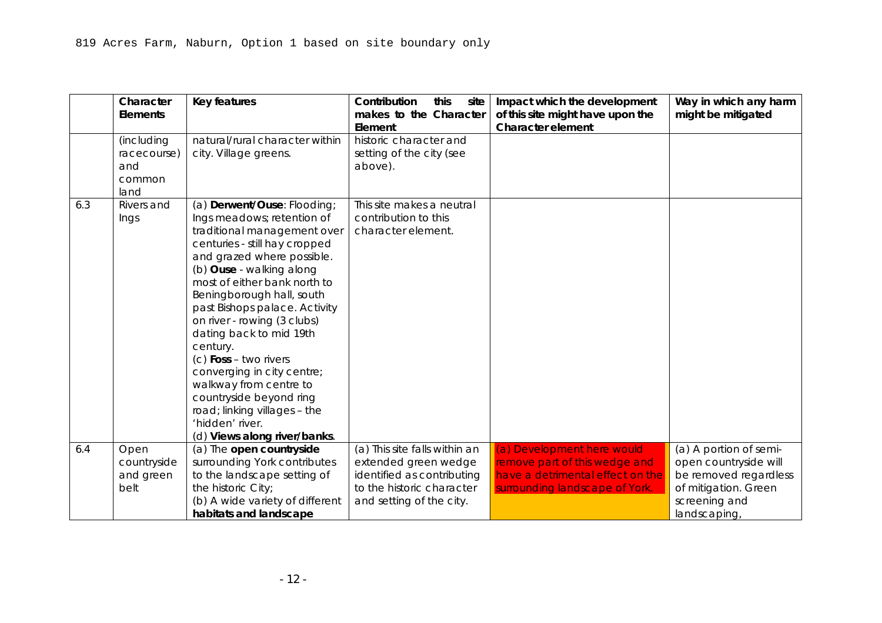819 Acres Farm, Naburn, Option 1 based on site boundary only

| | Character Elements | Key features | Contribution this site makes to the Character Element | Impact which the development of this site might have upon the Character element | Way in which any harm might be mitigated |
|---|---|---|---|---|---|
| | (including racecourse) and common land | natural/rural character within city. Village greens. | historic character and setting of the city (see above). | | |
| 6.3 | Rivers and Ings | (a) **Derwent/Ouse**: Flooding; Ings meadows; retention of traditional management over centuries - still hay cropped and grazed where possible. (b) **Ouse** - walking along most of either bank north to Beningborough hall, south past Bishops palace. Activity on river - rowing (3 clubs) dating back to mid 19th century. (c) **Foss** – two rivers converging in city centre; walkway from centre to countryside beyond ring road; linking villages – the 'hidden' river. (d) **Views along river/banks**. | This site makes a neutral contribution to this character element. | | |
| 6.4 | Open countryside and green belt | (a) The **open countryside** surrounding York contributes to the landscape setting of the historic City; (b) A wide variety of different **habitats and landscape** | (a) This site falls within an extended green wedge identified as contributing to the historic character and setting of the city. | (a) Development here would remove part of this wedge and have a detrimental effect on the surrounding landscape of York. | (a) A portion of semi-open countryside will be removed regardless of mitigation. Green screening and landscaping, |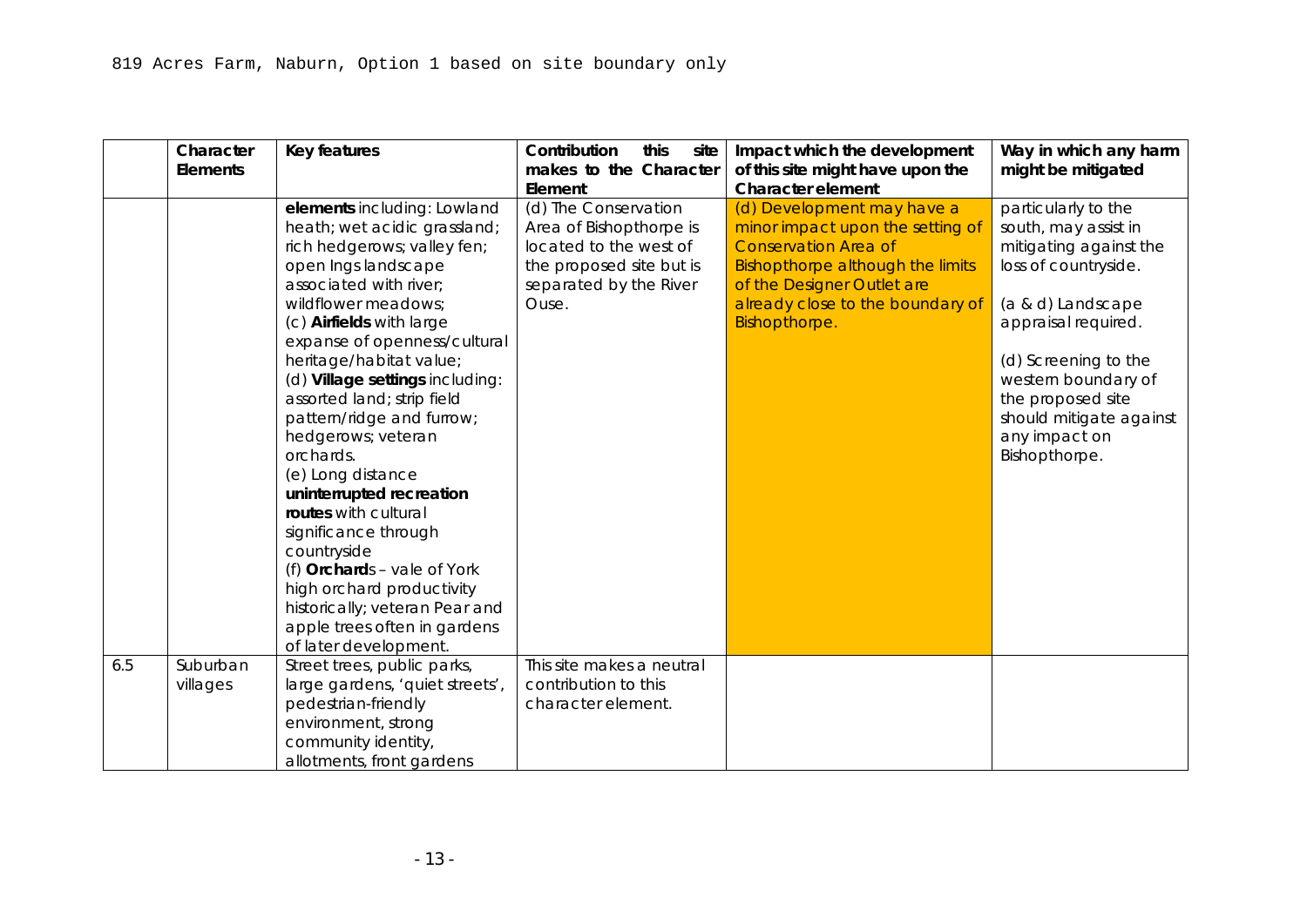819 Acres Farm, Naburn, Option 1 based on site boundary only

| | Character Elements | Key features | Contribution this site makes to the Character Element | Impact which the development of this site might have upon the Character element | Way in which any harm might be mitigated |
|---|---|---|---|---|---|
| | | **elements** including: Lowland heath; wet acidic grassland; rich hedgerows; valley fen; open Ings landscape associated with river; wildflower meadows; (c) **Airfields** with large expanse of openness/cultural heritage/habitat value; (d) **Village settings** including: assorted land; strip field pattern/ridge and furrow; hedgerows; veteran orchards. (e) Long distance **uninterrupted recreation routes** with cultural significance through countryside (f) **Orchard**s – vale of York high orchard productivity historically; veteran Pear and apple trees often in gardens of later development. | (d) The Conservation Area of Bishopthorpe is located to the west of the proposed site but is separated by the River Ouse. | (d) Development may have a minor impact upon the setting of Conservation Area of Bishopthorpe although the limits of the Designer Outlet are already close to the boundary of Bishopthorpe. | particularly to the south, may assist in mitigating against the loss of countryside. (a & d) Landscape appraisal required. (d) Screening to the western boundary of the proposed site should mitigate against any impact on Bishopthorpe. |
| 6.5 | Suburban villages | Street trees, public parks, large gardens, 'quiet streets', pedestrian-friendly environment, strong community identity, allotments, front gardens | This site makes a neutral contribution to this character element. | | |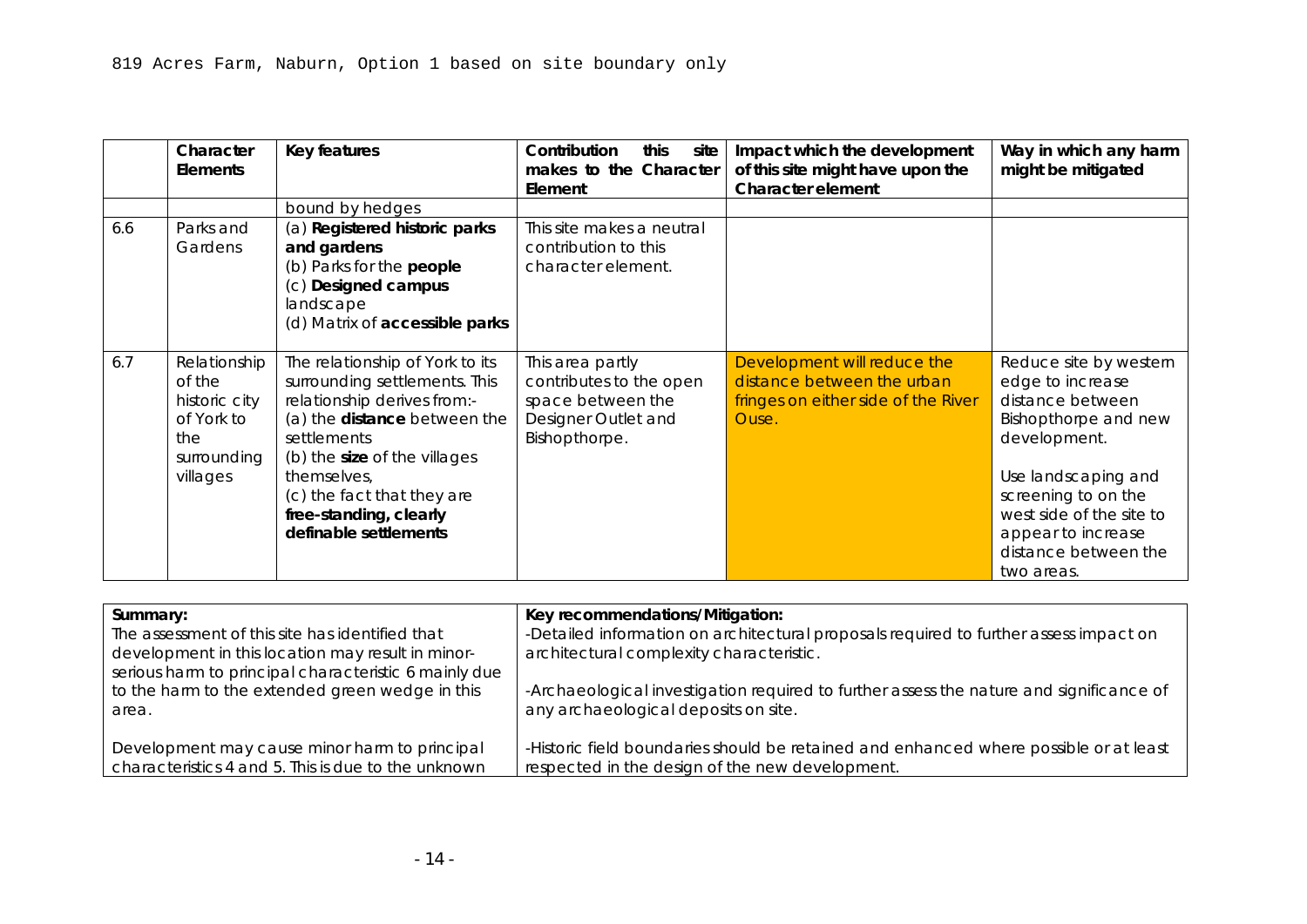819 Acres Farm, Naburn, Option 1 based on site boundary only

| | Character Elements | Key features | Contribution this site makes to the Character Element | Impact which the development of this site might have upon the Character element | Way in which any harm might be mitigated |
|---|---|---|---|---|---|
| | | bound by hedges | | | |
| 6.6 | Parks and Gardens | (a) **Registered historic parks and gardens**<br>(b) Parks for the **people**<br>(c) **Designed campus** landscape<br>(d) Matrix of **accessible parks** | This site makes a neutral contribution to this character element. | | |
| 6.7 | Relationship of the historic city of York to the surrounding villages | The relationship of York to its surrounding settlements. This relationship derives from:-<br>(a) the **distance** between the settlements<br>(b) the **size** of the villages themselves,<br>(c) the fact that they are **free-standing, clearly definable settlements** | This area partly contributes to the open space between the Designer Outlet and Bishopthorpe. | Development will reduce the distance between the urban fringes on either side of the River Ouse. | Reduce site by western edge to increase distance between Bishopthorpe and new development.<br><br>Use landscaping and screening to on the west side of the site to appear to increase distance between the two areas. |

| **Summary:** | **Key recommendations/Mitigation:** |
|---|---|
| The assessment of this site has identified that development in this location may result in minor-serious harm to principal characteristic 6 mainly due to the harm to the extended green wedge in this area.<br><br>Development may cause minor harm to principal characteristics 4 and 5. This is due to the unknown | -Detailed information on architectural proposals required to further assess impact on architectural complexity characteristic.<br><br>-Archaeological investigation required to further assess the nature and significance of any archaeological deposits on site.<br><br>-Historic field boundaries should be retained and enhanced where possible or at least respected in the design of the new development. |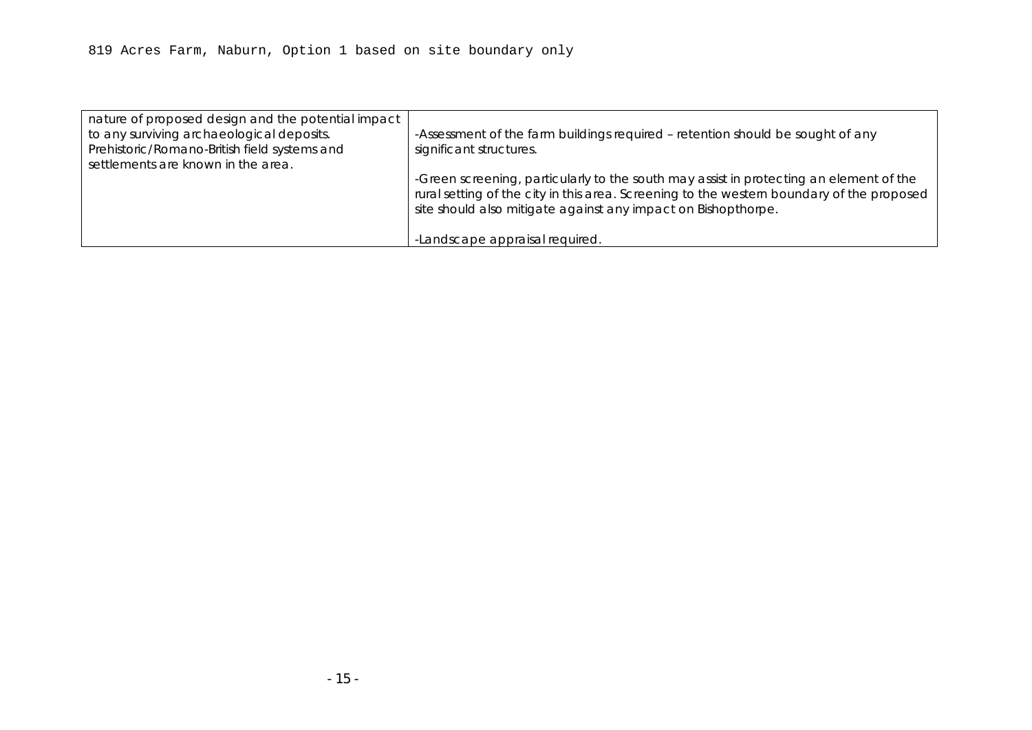819 Acres Farm, Naburn, Option 1 based on site boundary only

| | |
|---|---|
| nature of proposed design and the potential impact to any surviving archaeological deposits. Prehistoric/Romano-British field systems and settlements are known in the area. | -Assessment of the farm buildings required – retention should be sought of any significant structures.<br><br>-Green screening, particularly to the south may assist in protecting an element of the rural setting of the city in this area. Screening to the western boundary of the proposed site should also mitigate against any impact on Bishopthorpe.<br><br>-Landscape appraisal required. |